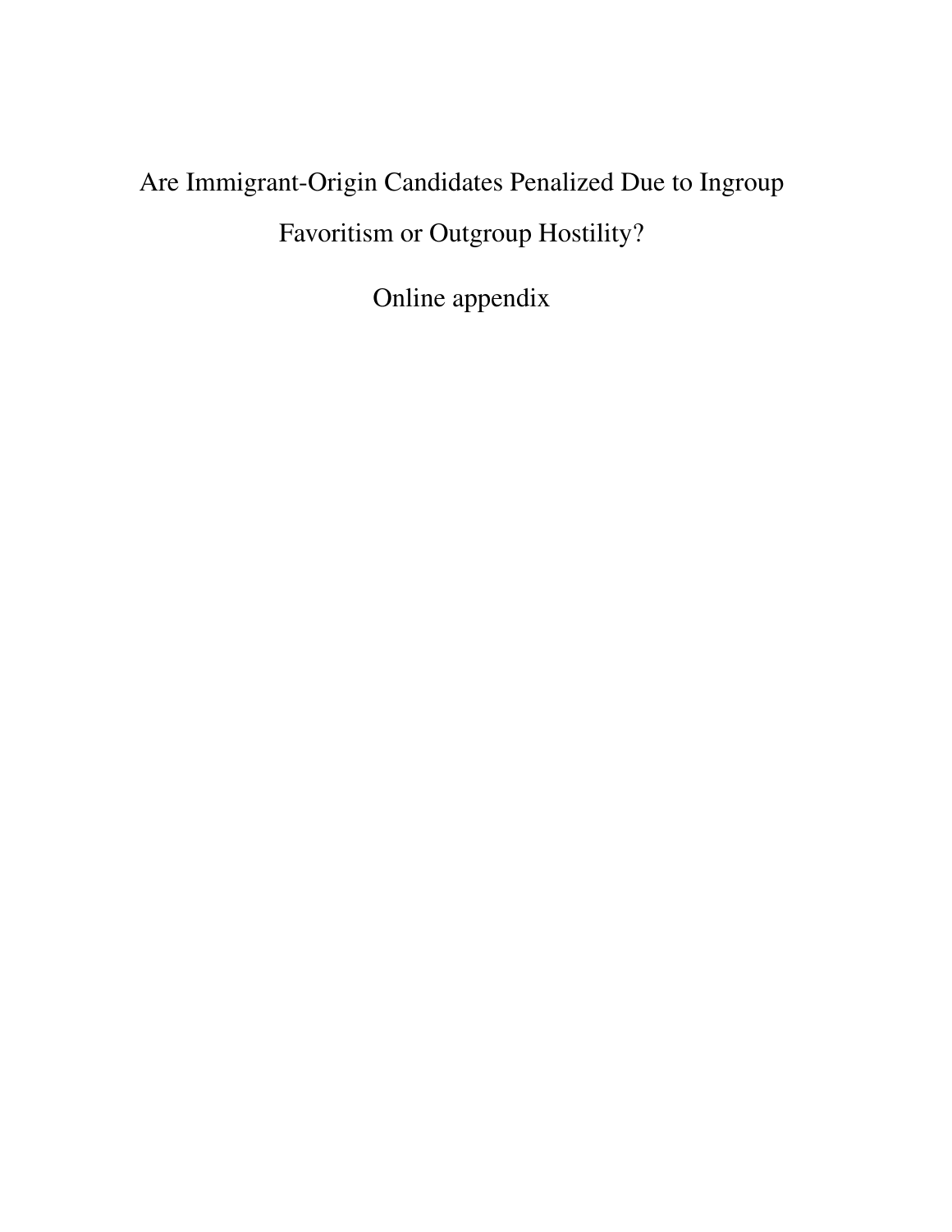# Are Immigrant-Origin Candidates Penalized Due to Ingroup Favoritism or Outgroup Hostility?

## Online appendix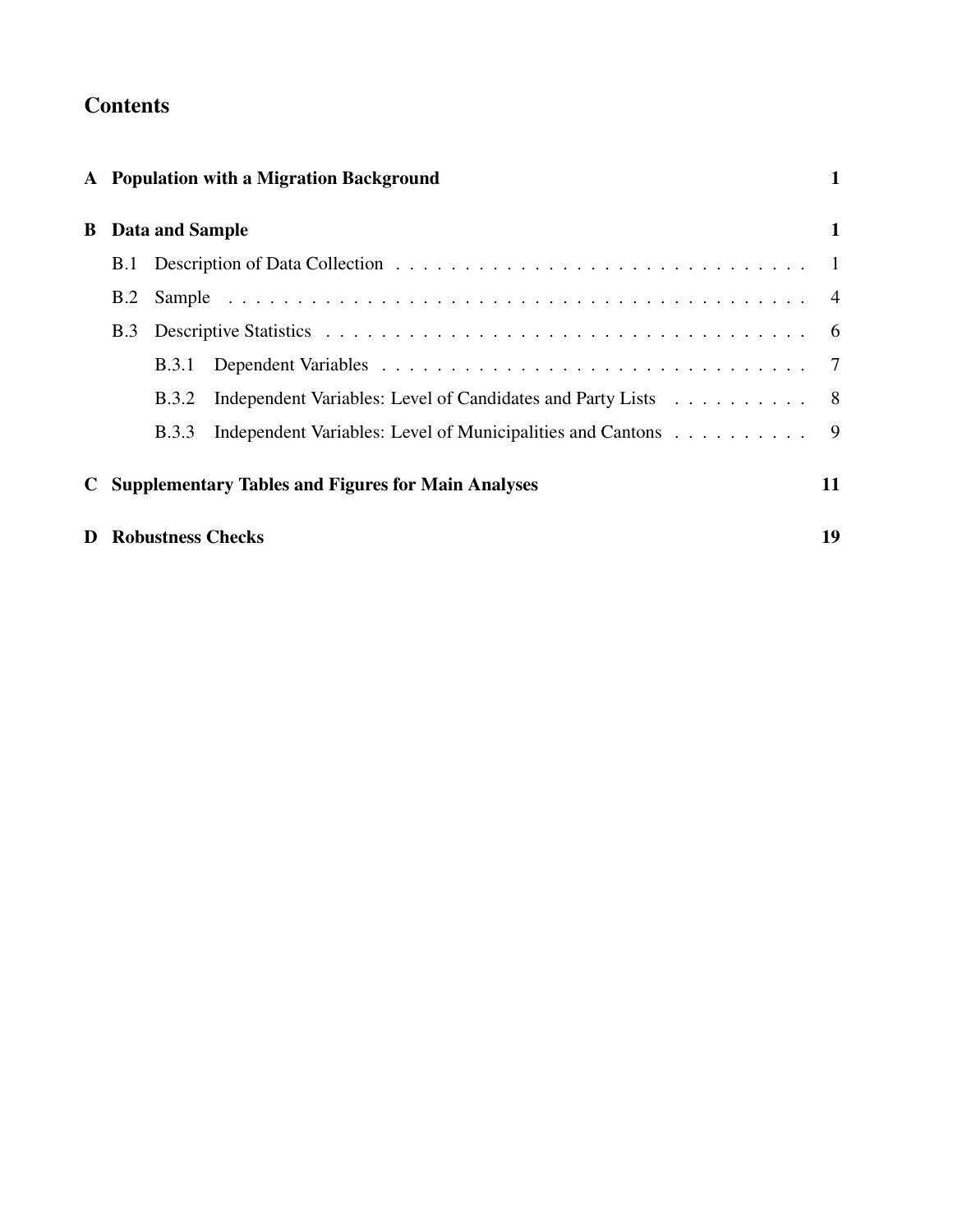# Contents

**A Population with a Migration Background** — **1**

**B Data and Sample** — **1**

- B.1 Description of Data Collection — 1
- B.2 Sample — 4
- B.3 Descriptive Statistics — 6
  - B.3.1 Dependent Variables — 7
  - B.3.2 Independent Variables: Level of Candidates and Party Lists — 8
  - B.3.3 Independent Variables: Level of Municipalities and Cantons — 9

**C Supplementary Tables and Figures for Main Analyses** — **11**

**D Robustness Checks** — **19**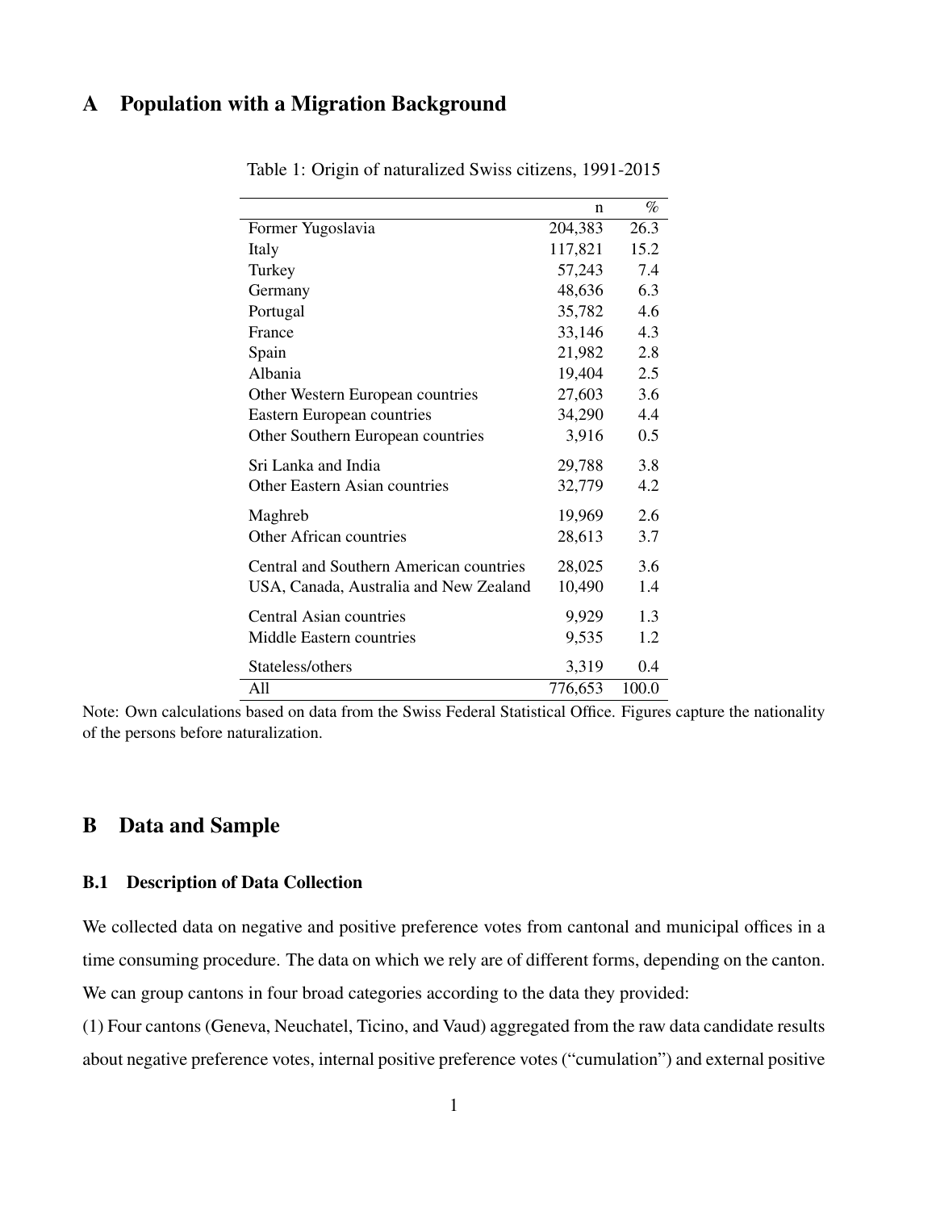# A Population with a Migration Background

Table 1: Origin of naturalized Swiss citizens, 1991-2015

| | n | % |
|---|---|---|
| Former Yugoslavia | 204,383 | 26.3 |
| Italy | 117,821 | 15.2 |
| Turkey | 57,243 | 7.4 |
| Germany | 48,636 | 6.3 |
| Portugal | 35,782 | 4.6 |
| France | 33,146 | 4.3 |
| Spain | 21,982 | 2.8 |
| Albania | 19,404 | 2.5 |
| Other Western European countries | 27,603 | 3.6 |
| Eastern European countries | 34,290 | 4.4 |
| Other Southern European countries | 3,916 | 0.5 |
| Sri Lanka and India | 29,788 | 3.8 |
| Other Eastern Asian countries | 32,779 | 4.2 |
| Maghreb | 19,969 | 2.6 |
| Other African countries | 28,613 | 3.7 |
| Central and Southern American countries | 28,025 | 3.6 |
| USA, Canada, Australia and New Zealand | 10,490 | 1.4 |
| Central Asian countries | 9,929 | 1.3 |
| Middle Eastern countries | 9,535 | 1.2 |
| Stateless/others | 3,319 | 0.4 |
| All | 776,653 | 100.0 |

Note: Own calculations based on data from the Swiss Federal Statistical Office. Figures capture the nationality of the persons before naturalization.

# B Data and Sample

## B.1 Description of Data Collection

We collected data on negative and positive preference votes from cantonal and municipal offices in a time consuming procedure. The data on which we rely are of different forms, depending on the canton. We can group cantons in four broad categories according to the data they provided:

(1) Four cantons (Geneva, Neuchatel, Ticino, and Vaud) aggregated from the raw data candidate results about negative preference votes, internal positive preference votes ("cumulation") and external positive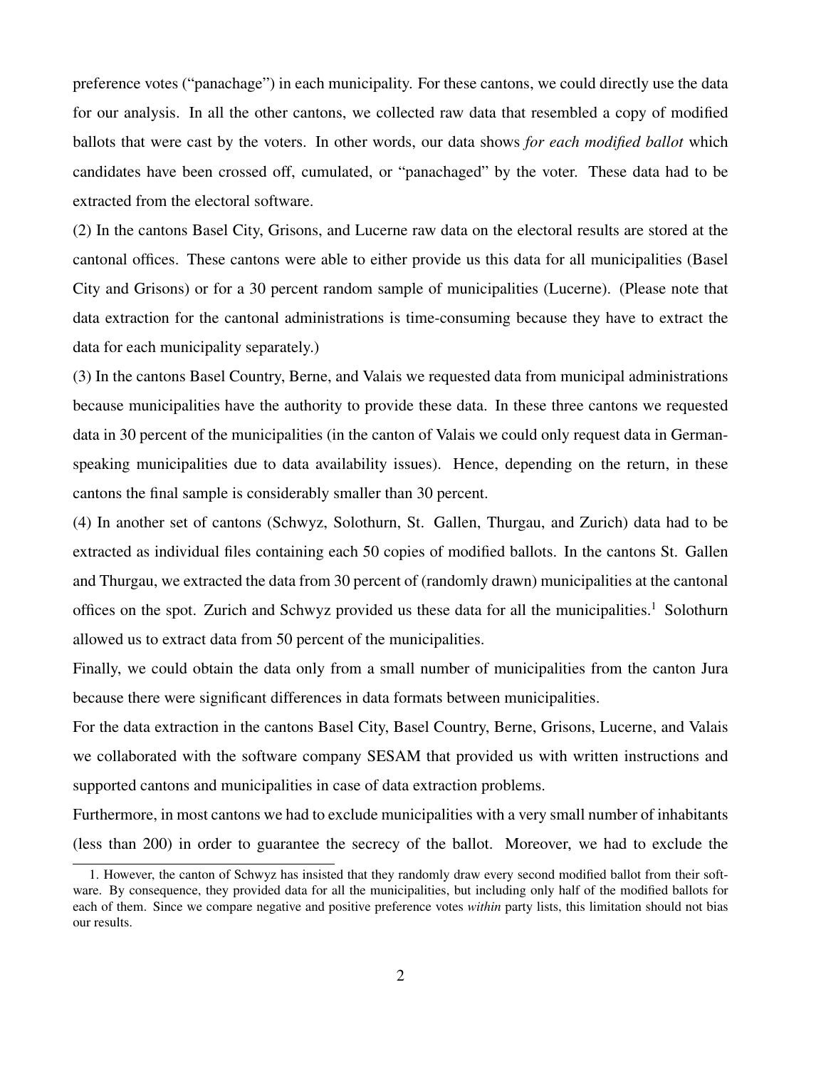preference votes ("panachage") in each municipality. For these cantons, we could directly use the data for our analysis. In all the other cantons, we collected raw data that resembled a copy of modified ballots that were cast by the voters. In other words, our data shows *for each modified ballot* which candidates have been crossed off, cumulated, or "panachaged" by the voter. These data had to be extracted from the electoral software.

(2) In the cantons Basel City, Grisons, and Lucerne raw data on the electoral results are stored at the cantonal offices. These cantons were able to either provide us this data for all municipalities (Basel City and Grisons) or for a 30 percent random sample of municipalities (Lucerne). (Please note that data extraction for the cantonal administrations is time-consuming because they have to extract the data for each municipality separately.)

(3) In the cantons Basel Country, Berne, and Valais we requested data from municipal administrations because municipalities have the authority to provide these data. In these three cantons we requested data in 30 percent of the municipalities (in the canton of Valais we could only request data in German-speaking municipalities due to data availability issues). Hence, depending on the return, in these cantons the final sample is considerably smaller than 30 percent.

(4) In another set of cantons (Schwyz, Solothurn, St. Gallen, Thurgau, and Zurich) data had to be extracted as individual files containing each 50 copies of modified ballots. In the cantons St. Gallen and Thurgau, we extracted the data from 30 percent of (randomly drawn) municipalities at the cantonal offices on the spot. Zurich and Schwyz provided us these data for all the municipalities.[1] Solothurn allowed us to extract data from 50 percent of the municipalities.

Finally, we could obtain the data only from a small number of municipalities from the canton Jura because there were significant differences in data formats between municipalities.

For the data extraction in the cantons Basel City, Basel Country, Berne, Grisons, Lucerne, and Valais we collaborated with the software company SESAM that provided us with written instructions and supported cantons and municipalities in case of data extraction problems.

Furthermore, in most cantons we had to exclude municipalities with a very small number of inhabitants (less than 200) in order to guarantee the secrecy of the ballot. Moreover, we had to exclude the

---

1. However, the canton of Schwyz has insisted that they randomly draw every second modified ballot from their software. By consequence, they provided data for all the municipalities, but including only half of the modified ballots for each of them. Since we compare negative and positive preference votes *within* party lists, this limitation should not bias our results.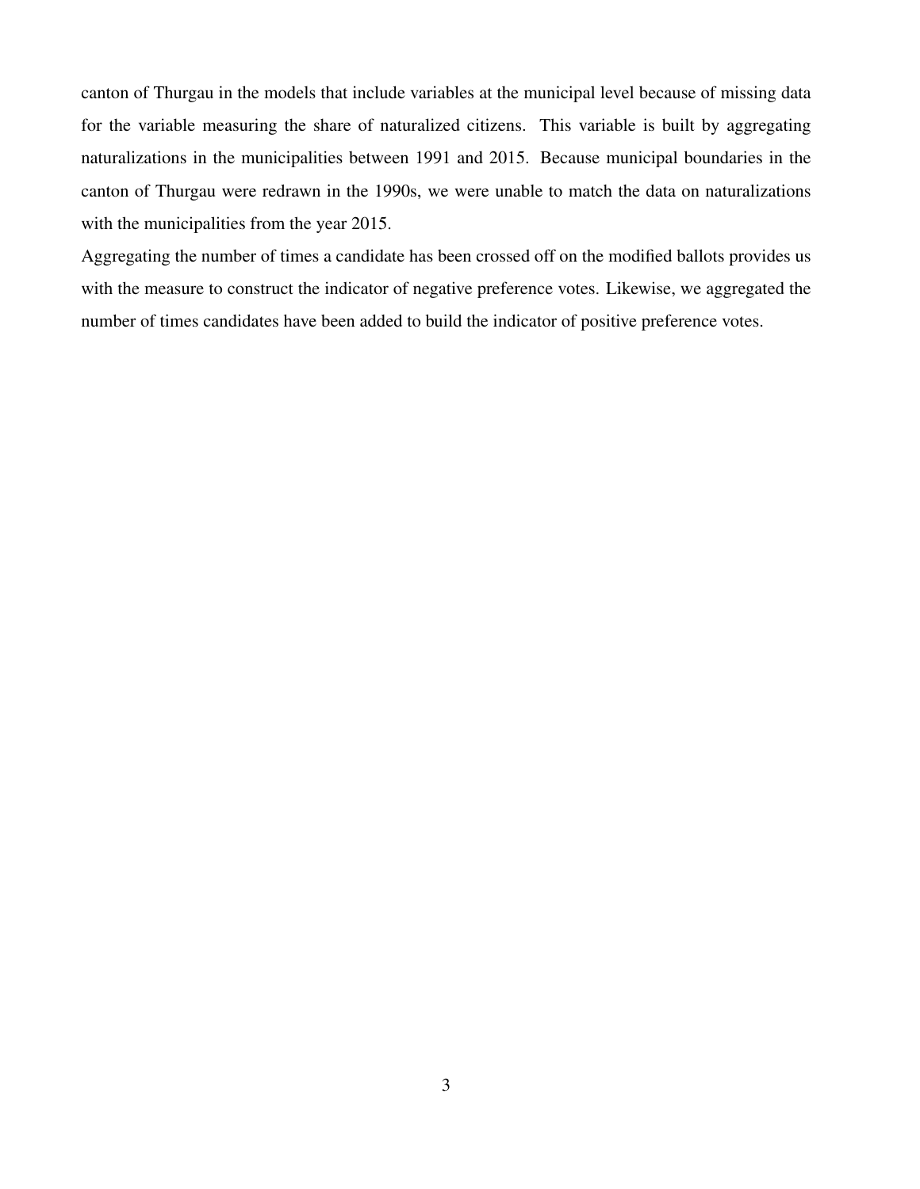canton of Thurgau in the models that include variables at the municipal level because of missing data for the variable measuring the share of naturalized citizens. This variable is built by aggregating naturalizations in the municipalities between 1991 and 2015. Because municipal boundaries in the canton of Thurgau were redrawn in the 1990s, we were unable to match the data on naturalizations with the municipalities from the year 2015.

Aggregating the number of times a candidate has been crossed off on the modified ballots provides us with the measure to construct the indicator of negative preference votes. Likewise, we aggregated the number of times candidates have been added to build the indicator of positive preference votes.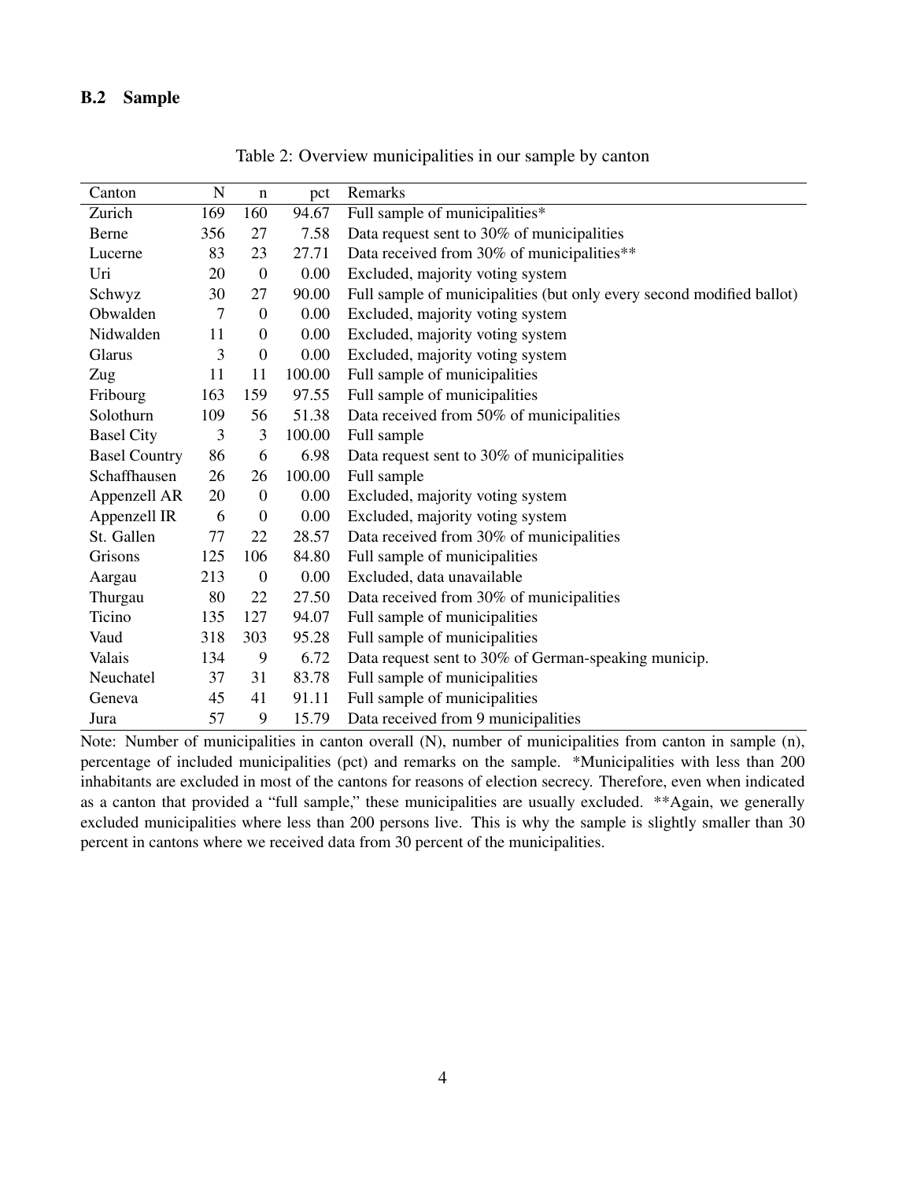### B.2 Sample

Table 2: Overview municipalities in our sample by canton

| Canton | N | n | pct | Remarks |
|---|---|---|---|---|
| Zurich | 169 | 160 | 94.67 | Full sample of municipalities* |
| Berne | 356 | 27 | 7.58 | Data request sent to 30% of municipalities |
| Lucerne | 83 | 23 | 27.71 | Data received from 30% of municipalities** |
| Uri | 20 | 0 | 0.00 | Excluded, majority voting system |
| Schwyz | 30 | 27 | 90.00 | Full sample of municipalities (but only every second modified ballot) |
| Obwalden | 7 | 0 | 0.00 | Excluded, majority voting system |
| Nidwalden | 11 | 0 | 0.00 | Excluded, majority voting system |
| Glarus | 3 | 0 | 0.00 | Excluded, majority voting system |
| Zug | 11 | 11 | 100.00 | Full sample of municipalities |
| Fribourg | 163 | 159 | 97.55 | Full sample of municipalities |
| Solothurn | 109 | 56 | 51.38 | Data received from 50% of municipalities |
| Basel City | 3 | 3 | 100.00 | Full sample |
| Basel Country | 86 | 6 | 6.98 | Data request sent to 30% of municipalities |
| Schaffhausen | 26 | 26 | 100.00 | Full sample |
| Appenzell AR | 20 | 0 | 0.00 | Excluded, majority voting system |
| Appenzell IR | 6 | 0 | 0.00 | Excluded, majority voting system |
| St. Gallen | 77 | 22 | 28.57 | Data received from 30% of municipalities |
| Grisons | 125 | 106 | 84.80 | Full sample of municipalities |
| Aargau | 213 | 0 | 0.00 | Excluded, data unavailable |
| Thurgau | 80 | 22 | 27.50 | Data received from 30% of municipalities |
| Ticino | 135 | 127 | 94.07 | Full sample of municipalities |
| Vaud | 318 | 303 | 95.28 | Full sample of municipalities |
| Valais | 134 | 9 | 6.72 | Data request sent to 30% of German-speaking municip. |
| Neuchatel | 37 | 31 | 83.78 | Full sample of municipalities |
| Geneva | 45 | 41 | 91.11 | Full sample of municipalities |
| Jura | 57 | 9 | 15.79 | Data received from 9 municipalities |

Note: Number of municipalities in canton overall (N), number of municipalities from canton in sample (n), percentage of included municipalities (pct) and remarks on the sample. *Municipalities with less than 200 inhabitants are excluded in most of the cantons for reasons of election secrecy. Therefore, even when indicated as a canton that provided a "full sample," these municipalities are usually excluded. **Again, we generally excluded municipalities where less than 200 persons live. This is why the sample is slightly smaller than 30 percent in cantons where we received data from 30 percent of the municipalities.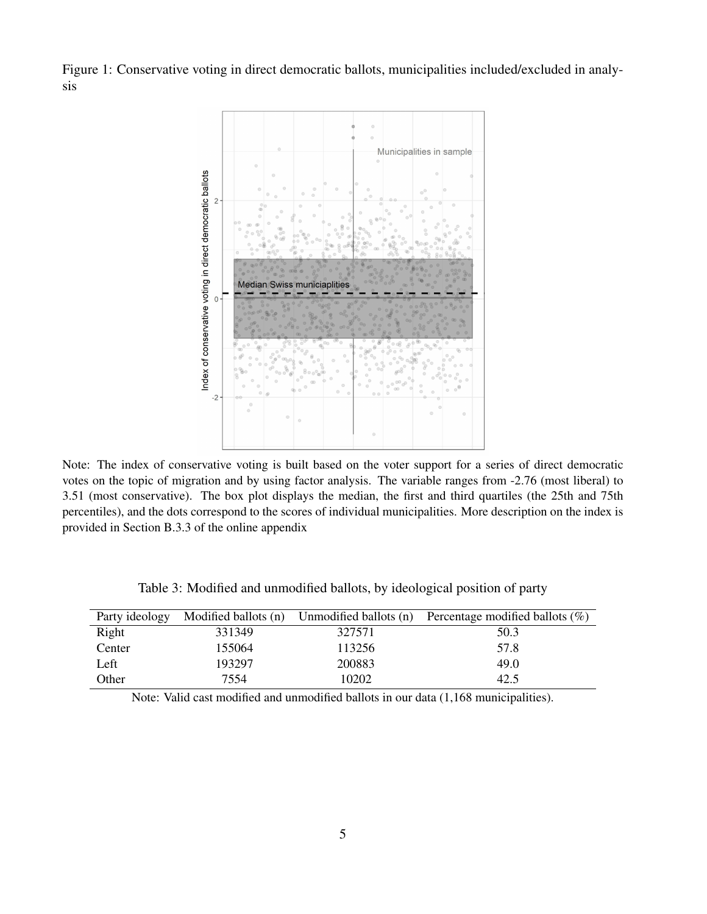Figure 1: Conservative voting in direct democratic ballots, municipalities included/excluded in analysis

Note: The index of conservative voting is built based on the voter support for a series of direct democratic votes on the topic of migration and by using factor analysis. The variable ranges from -2.76 (most liberal) to 3.51 (most conservative). The box plot displays the median, the first and third quartiles (the 25th and 75th percentiles), and the dots correspond to the scores of individual municipalities. More description on the index is provided in Section B.3.3 of the online appendix

Table 3: Modified and unmodified ballots, by ideological position of party

| Party ideology | Modified ballots (n) | Unmodified ballots (n) | Percentage modified ballots (%) |
|---|---|---|---|
| Right | 331349 | 327571 | 50.3 |
| Center | 155064 | 113256 | 57.8 |
| Left | 193297 | 200883 | 49.0 |
| Other | 7554 | 10202 | 42.5 |

Note: Valid cast modified and unmodified ballots in our data (1,168 municipalities).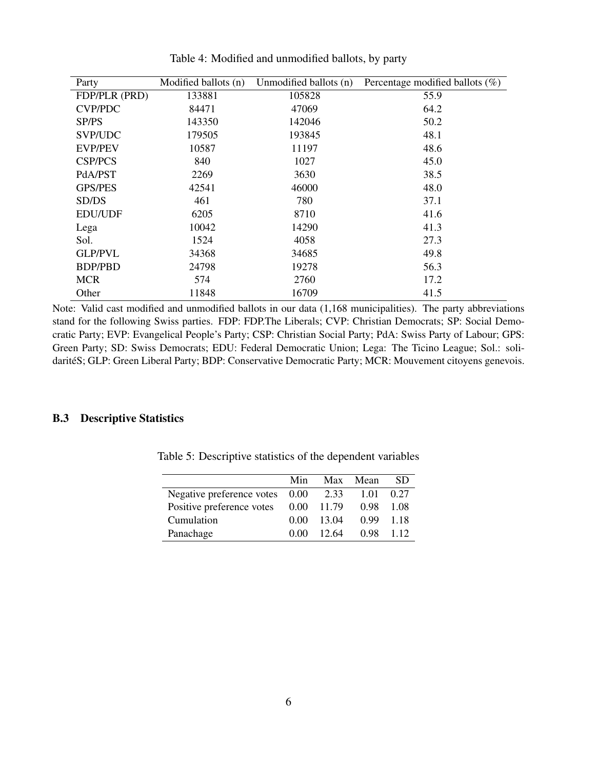Table 4: Modified and unmodified ballots, by party

| Party | Modified ballots (n) | Unmodified ballots (n) | Percentage modified ballots (%) |
|---|---|---|---|
| FDP/PLR (PRD) | 133881 | 105828 | 55.9 |
| CVP/PDC | 84471 | 47069 | 64.2 |
| SP/PS | 143350 | 142046 | 50.2 |
| SVP/UDC | 179505 | 193845 | 48.1 |
| EVP/PEV | 10587 | 11197 | 48.6 |
| CSP/PCS | 840 | 1027 | 45.0 |
| PdA/PST | 2269 | 3630 | 38.5 |
| GPS/PES | 42541 | 46000 | 48.0 |
| SD/DS | 461 | 780 | 37.1 |
| EDU/UDF | 6205 | 8710 | 41.6 |
| Lega | 10042 | 14290 | 41.3 |
| Sol. | 1524 | 4058 | 27.3 |
| GLP/PVL | 34368 | 34685 | 49.8 |
| BDP/PBD | 24798 | 19278 | 56.3 |
| MCR | 574 | 2760 | 17.2 |
| Other | 11848 | 16709 | 41.5 |

Note: Valid cast modified and unmodified ballots in our data (1,168 municipalities). The party abbreviations stand for the following Swiss parties. FDP: FDP.The Liberals; CVP: Christian Democrats; SP: Social Democratic Party; EVP: Evangelical People's Party; CSP: Christian Social Party; PdA: Swiss Party of Labour; GPS: Green Party; SD: Swiss Democrats; EDU: Federal Democratic Union; Lega: The Ticino League; Sol.: solidaritéS; GLP: Green Liberal Party; BDP: Conservative Democratic Party; MCR: Mouvement citoyens genevois.

### B.3 Descriptive Statistics

Table 5: Descriptive statistics of the dependent variables

| | Min | Max | Mean | SD |
|---|---|---|---|---|
| Negative preference votes | 0.00 | 2.33 | 1.01 | 0.27 |
| Positive preference votes | 0.00 | 11.79 | 0.98 | 1.08 |
| Cumulation | 0.00 | 13.04 | 0.99 | 1.18 |
| Panachage | 0.00 | 12.64 | 0.98 | 1.12 |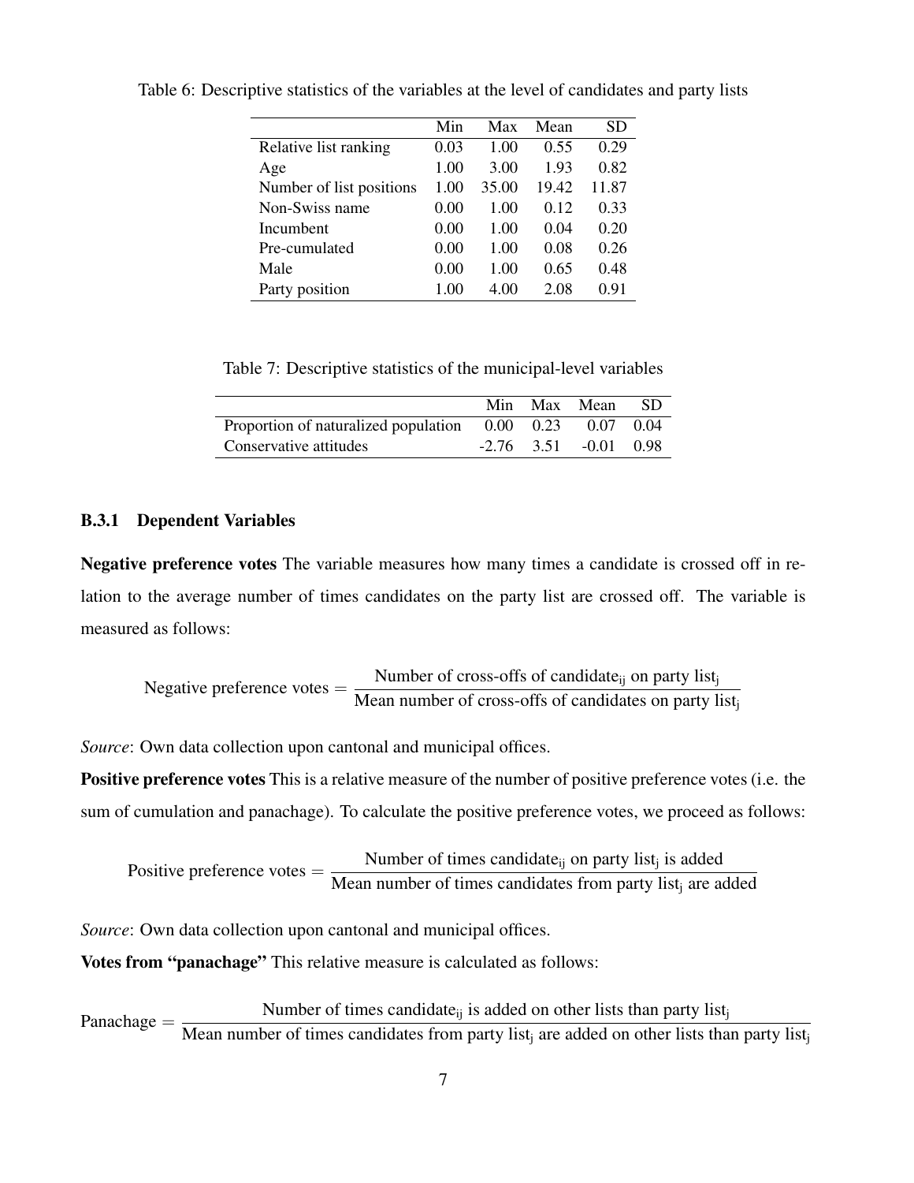Table 6: Descriptive statistics of the variables at the level of candidates and party lists

| | Min | Max | Mean | SD |
|---|---|---|---|---|
| Relative list ranking | 0.03 | 1.00 | 0.55 | 0.29 |
| Age | 1.00 | 3.00 | 1.93 | 0.82 |
| Number of list positions | 1.00 | 35.00 | 19.42 | 11.87 |
| Non-Swiss name | 0.00 | 1.00 | 0.12 | 0.33 |
| Incumbent | 0.00 | 1.00 | 0.04 | 0.20 |
| Pre-cumulated | 0.00 | 1.00 | 0.08 | 0.26 |
| Male | 0.00 | 1.00 | 0.65 | 0.48 |
| Party position | 1.00 | 4.00 | 2.08 | 0.91 |

Table 7: Descriptive statistics of the municipal-level variables

| | Min | Max | Mean | SD |
|---|---|---|---|---|
| Proportion of naturalized population | 0.00 | 0.23 | 0.07 | 0.04 |
| Conservative attitudes | -2.76 | 3.51 | -0.01 | 0.98 |

### B.3.1 Dependent Variables

**Negative preference votes** The variable measures how many times a candidate is crossed off in relation to the average number of times candidates on the party list are crossed off. The variable is measured as follows:

$$\text{Negative preference votes} = \frac{\text{Number of cross-offs of candidate}_{\text{ij}} \text{ on party list}_{\text{j}}}{\text{Mean number of cross-offs of candidates on party list}_{\text{j}}}$$

*Source*: Own data collection upon cantonal and municipal offices.

**Positive preference votes** This is a relative measure of the number of positive preference votes (i.e. the sum of cumulation and panachage). To calculate the positive preference votes, we proceed as follows:

$$\text{Positive preference votes} = \frac{\text{Number of times candidate}_{\text{ij}} \text{ on party list}_{\text{j}} \text{ is added}}{\text{Mean number of times candidates from party list}_{\text{j}} \text{ are added}}$$

*Source*: Own data collection upon cantonal and municipal offices.

**Votes from "panachage"** This relative measure is calculated as follows:

$$\text{Panachage} = \frac{\text{Number of times candidate}_{\text{ij}} \text{ is added on other lists than party list}_{\text{j}}}{\text{Mean number of times candidates from party list}_{\text{j}} \text{ are added on other lists than party list}_{\text{j}}}$$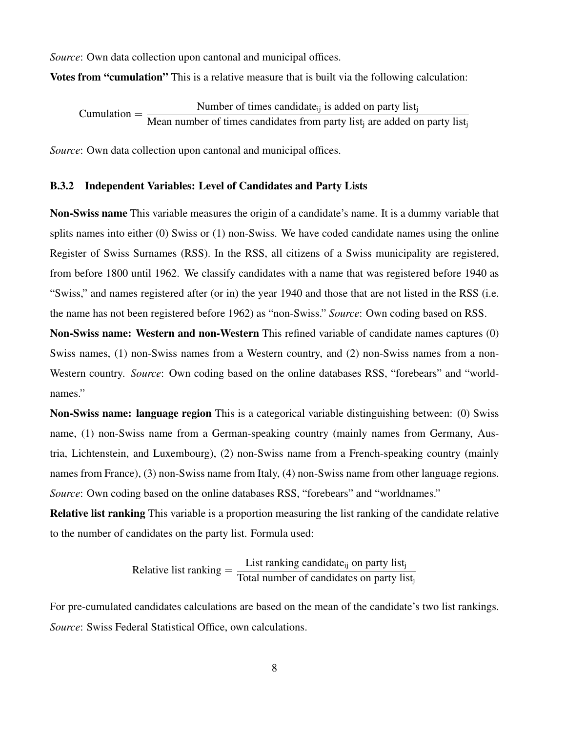*Source*: Own data collection upon cantonal and municipal offices.

**Votes from "cumulation"** This is a relative measure that is built via the following calculation:

$$\text{Cumulation} = \frac{\text{Number of times candidate}_{\text{ij}} \text{ is added on party list}_{\text{j}}}{\text{Mean number of times candidates from party list}_{\text{j}} \text{ are added on party list}_{\text{j}}}$$

*Source*: Own data collection upon cantonal and municipal offices.

### B.3.2 Independent Variables: Level of Candidates and Party Lists

**Non-Swiss name** This variable measures the origin of a candidate's name. It is a dummy variable that splits names into either (0) Swiss or (1) non-Swiss. We have coded candidate names using the online Register of Swiss Surnames (RSS). In the RSS, all citizens of a Swiss municipality are registered, from before 1800 until 1962. We classify candidates with a name that was registered before 1940 as "Swiss," and names registered after (or in) the year 1940 and those that are not listed in the RSS (i.e. the name has not been registered before 1962) as "non-Swiss." *Source*: Own coding based on RSS.

**Non-Swiss name: Western and non-Western** This refined variable of candidate names captures (0) Swiss names, (1) non-Swiss names from a Western country, and (2) non-Swiss names from a non-Western country. *Source*: Own coding based on the online databases RSS, "forebears" and "worldnames."

**Non-Swiss name: language region** This is a categorical variable distinguishing between: (0) Swiss name, (1) non-Swiss name from a German-speaking country (mainly names from Germany, Austria, Lichtenstein, and Luxembourg), (2) non-Swiss name from a French-speaking country (mainly names from France), (3) non-Swiss name from Italy, (4) non-Swiss name from other language regions. *Source*: Own coding based on the online databases RSS, "forebears" and "worldnames."

**Relative list ranking** This variable is a proportion measuring the list ranking of the candidate relative to the number of candidates on the party list. Formula used:

$$\text{Relative list ranking} = \frac{\text{List ranking candidate}_{\text{ij}} \text{ on party list}_{\text{j}}}{\text{Total number of candidates on party list}_{\text{j}}}$$

For pre-cumulated candidates calculations are based on the mean of the candidate's two list rankings. *Source*: Swiss Federal Statistical Office, own calculations.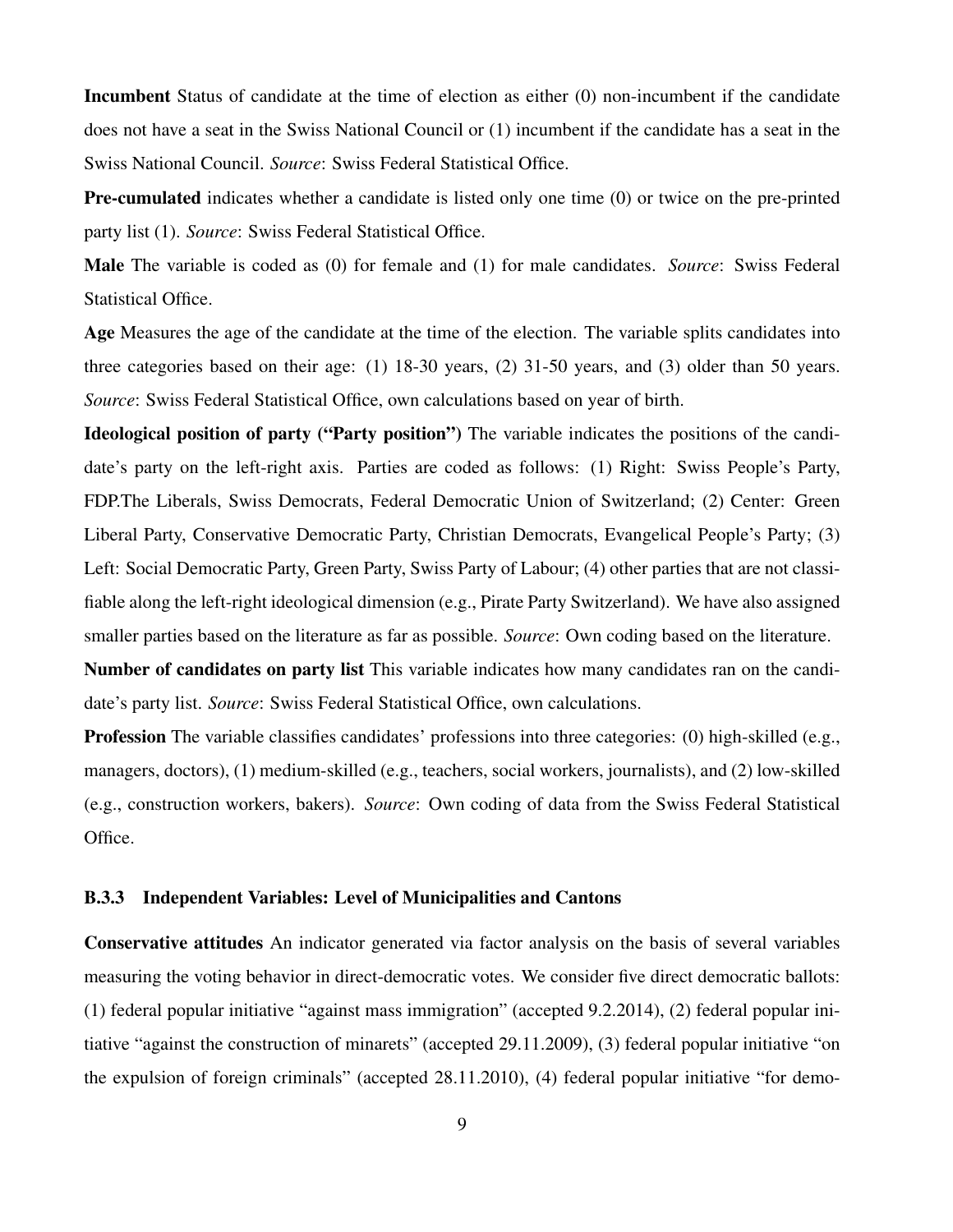**Incumbent** Status of candidate at the time of election as either (0) non-incumbent if the candidate does not have a seat in the Swiss National Council or (1) incumbent if the candidate has a seat in the Swiss National Council. *Source*: Swiss Federal Statistical Office.

**Pre-cumulated** indicates whether a candidate is listed only one time (0) or twice on the pre-printed party list (1). *Source*: Swiss Federal Statistical Office.

**Male** The variable is coded as (0) for female and (1) for male candidates. *Source*: Swiss Federal Statistical Office.

**Age** Measures the age of the candidate at the time of the election. The variable splits candidates into three categories based on their age: (1) 18-30 years, (2) 31-50 years, and (3) older than 50 years. *Source*: Swiss Federal Statistical Office, own calculations based on year of birth.

**Ideological position of party ("Party position")** The variable indicates the positions of the candidate's party on the left-right axis. Parties are coded as follows: (1) Right: Swiss People's Party, FDP.The Liberals, Swiss Democrats, Federal Democratic Union of Switzerland; (2) Center: Green Liberal Party, Conservative Democratic Party, Christian Democrats, Evangelical People's Party; (3) Left: Social Democratic Party, Green Party, Swiss Party of Labour; (4) other parties that are not classifiable along the left-right ideological dimension (e.g., Pirate Party Switzerland). We have also assigned smaller parties based on the literature as far as possible. *Source*: Own coding based on the literature.

**Number of candidates on party list** This variable indicates how many candidates ran on the candidate's party list. *Source*: Swiss Federal Statistical Office, own calculations.

**Profession** The variable classifies candidates' professions into three categories: (0) high-skilled (e.g., managers, doctors), (1) medium-skilled (e.g., teachers, social workers, journalists), and (2) low-skilled (e.g., construction workers, bakers). *Source*: Own coding of data from the Swiss Federal Statistical Office.

### B.3.3 Independent Variables: Level of Municipalities and Cantons

**Conservative attitudes** An indicator generated via factor analysis on the basis of several variables measuring the voting behavior in direct-democratic votes. We consider five direct democratic ballots: (1) federal popular initiative "against mass immigration" (accepted 9.2.2014), (2) federal popular initiative "against the construction of minarets" (accepted 29.11.2009), (3) federal popular initiative "on the expulsion of foreign criminals" (accepted 28.11.2010), (4) federal popular initiative "for demo-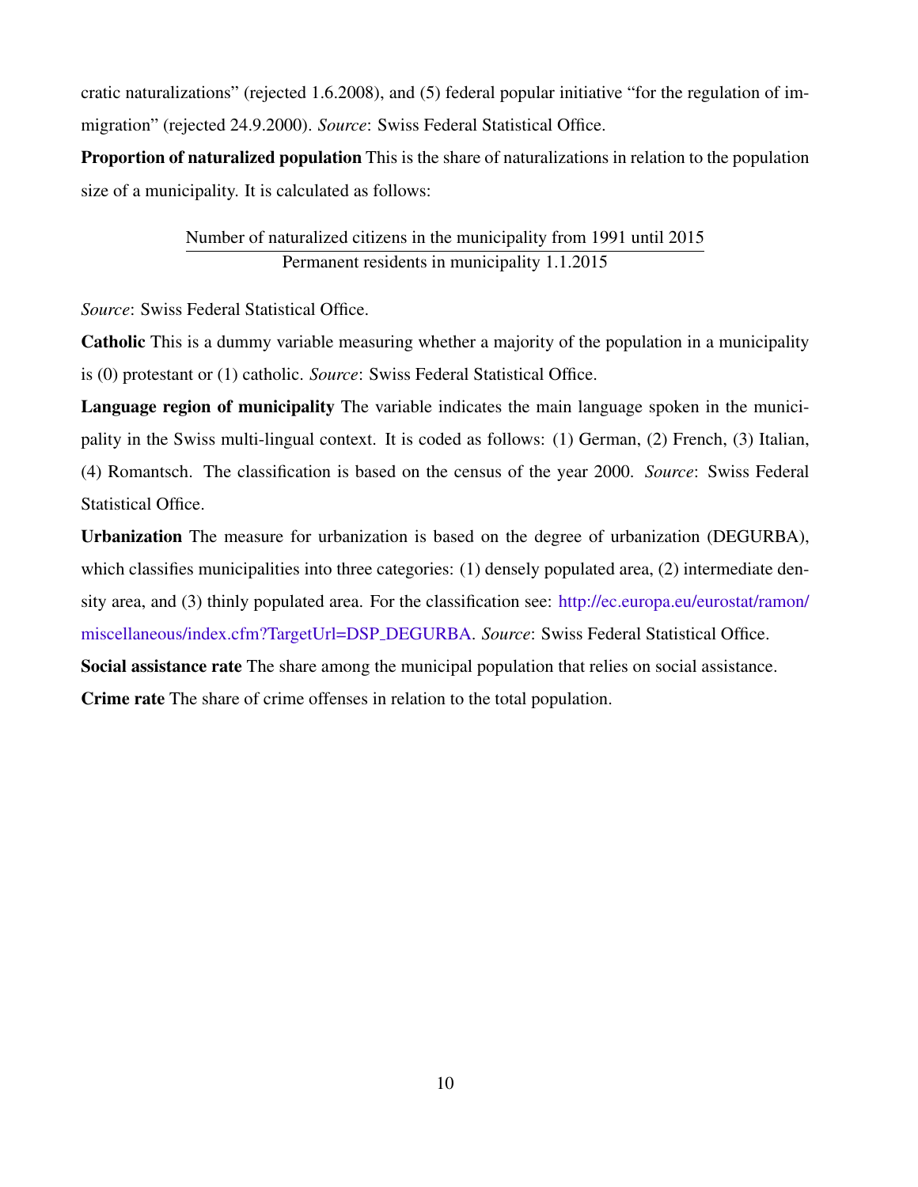cratic naturalizations" (rejected 1.6.2008), and (5) federal popular initiative "for the regulation of immigration" (rejected 24.9.2000). *Source*: Swiss Federal Statistical Office.

**Proportion of naturalized population** This is the share of naturalizations in relation to the population size of a municipality. It is calculated as follows:

$$\frac{\text{Number of naturalized citizens in the municipality from 1991 until 2015}}{\text{Permanent residents in municipality 1.1.2015}}$$

*Source*: Swiss Federal Statistical Office.

**Catholic** This is a dummy variable measuring whether a majority of the population in a municipality is (0) protestant or (1) catholic. *Source*: Swiss Federal Statistical Office.

**Language region of municipality** The variable indicates the main language spoken in the municipality in the Swiss multi-lingual context. It is coded as follows: (1) German, (2) French, (3) Italian, (4) Romantsch. The classification is based on the census of the year 2000. *Source*: Swiss Federal Statistical Office.

**Urbanization** The measure for urbanization is based on the degree of urbanization (DEGURBA), which classifies municipalities into three categories: (1) densely populated area, (2) intermediate density area, and (3) thinly populated area. For the classification see: http://ec.europa.eu/eurostat/ramon/miscellaneous/index.cfm?TargetUrl=DSP_DEGURBA. *Source*: Swiss Federal Statistical Office.

**Social assistance rate** The share among the municipal population that relies on social assistance.

**Crime rate** The share of crime offenses in relation to the total population.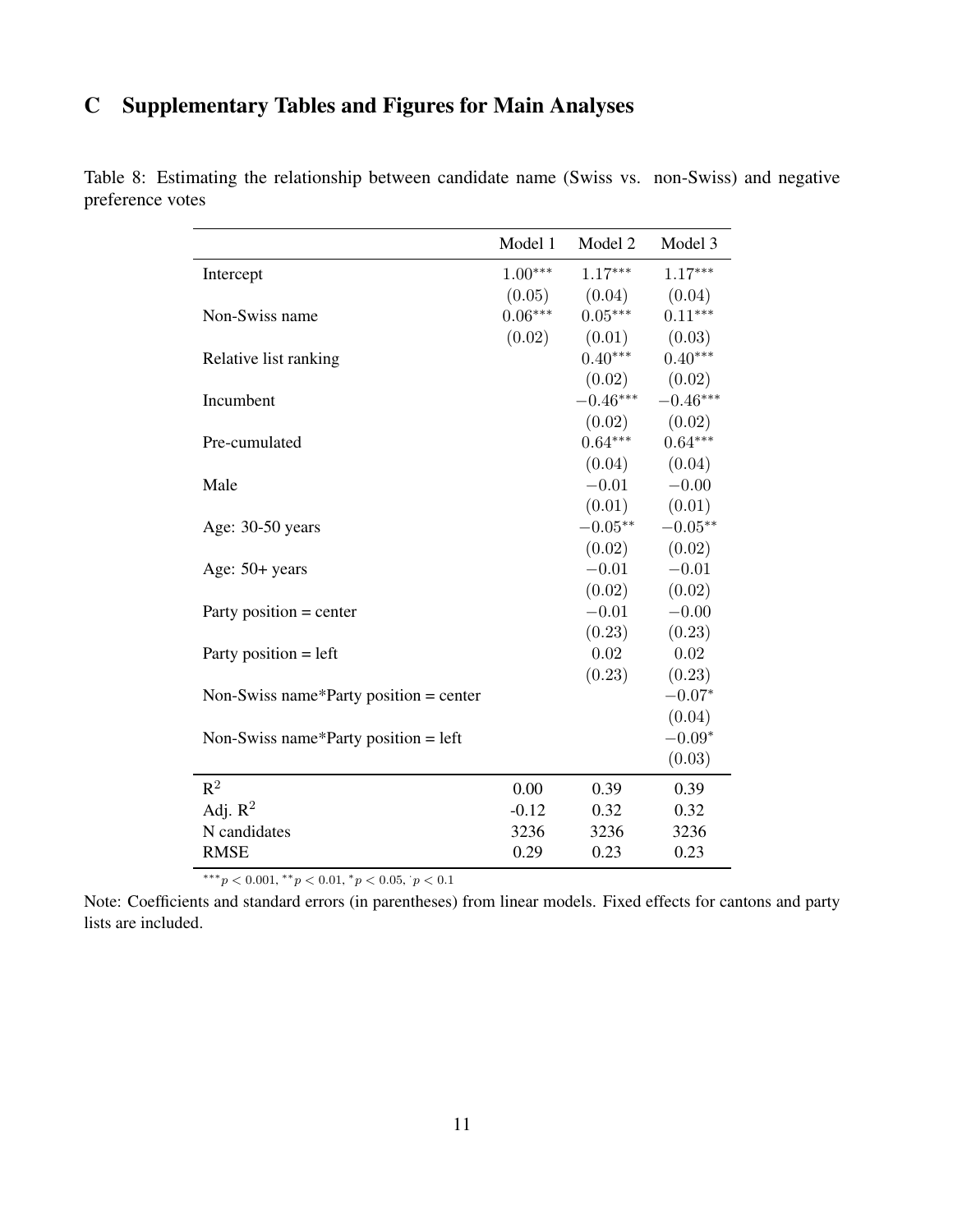# C Supplementary Tables and Figures for Main Analyses

Table 8: Estimating the relationship between candidate name (Swiss vs. non-Swiss) and negative preference votes

| | Model 1 | Model 2 | Model 3 |
|---|---|---|---|
| Intercept | $1.00^{***}$ | $1.17^{***}$ | $1.17^{***}$ |
| | $(0.05)$ | $(0.04)$ | $(0.04)$ |
| Non-Swiss name | $0.06^{***}$ | $0.05^{***}$ | $0.11^{***}$ |
| | $(0.02)$ | $(0.01)$ | $(0.03)$ |
| Relative list ranking | | $0.40^{***}$ | $0.40^{***}$ |
| | | $(0.02)$ | $(0.02)$ |
| Incumbent | | $-0.46^{***}$ | $-0.46^{***}$ |
| | | $(0.02)$ | $(0.02)$ |
| Pre-cumulated | | $0.64^{***}$ | $0.64^{***}$ |
| | | $(0.04)$ | $(0.04)$ |
| Male | | $-0.01$ | $-0.00$ |
| | | $(0.01)$ | $(0.01)$ |
| Age: 30-50 years | | $-0.05^{**}$ | $-0.05^{**}$ |
| | | $(0.02)$ | $(0.02)$ |
| Age: 50+ years | | $-0.01$ | $-0.01$ |
| | | $(0.02)$ | $(0.02)$ |
| Party position = center | | $-0.01$ | $-0.00$ |
| | | $(0.23)$ | $(0.23)$ |
| Party position = left | | $0.02$ | $0.02$ |
| | | $(0.23)$ | $(0.23)$ |
| Non-Swiss name*Party position = center | | | $-0.07^{*}$ |
| | | | $(0.04)$ |
| Non-Swiss name*Party position = left | | | $-0.09^{*}$ |
| | | | $(0.03)$ |
| $R^2$ | 0.00 | 0.39 | 0.39 |
| Adj. $R^2$ | -0.12 | 0.32 | 0.32 |
| N candidates | 3236 | 3236 | 3236 |
| RMSE | 0.29 | 0.23 | 0.23 |

$^{***}p < 0.001$, $^{**}p < 0.01$, $^{*}p < 0.05$, $^{\cdot}p < 0.1$

Note: Coefficients and standard errors (in parentheses) from linear models. Fixed effects for cantons and party lists are included.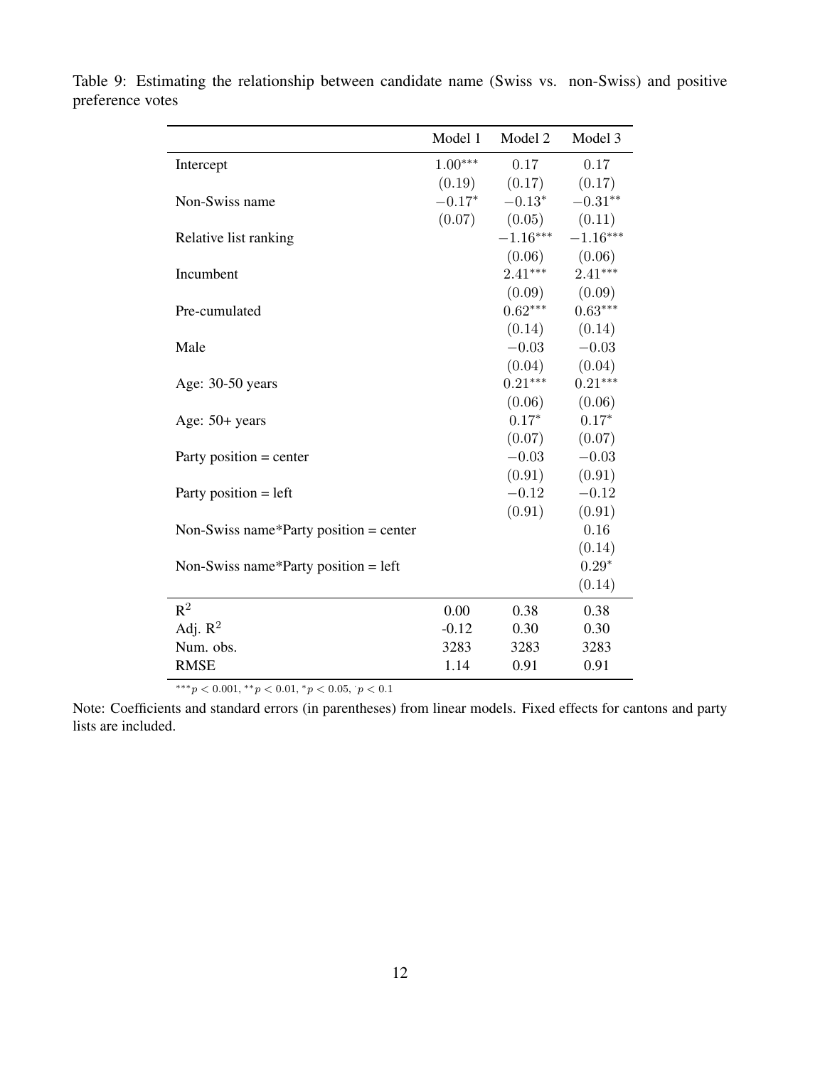Table 9: Estimating the relationship between candidate name (Swiss vs. non-Swiss) and positive preference votes

| | Model 1 | Model 2 | Model 3 |
|---|---|---|---|
| Intercept | $1.00^{***}$ | $0.17$ | $0.17$ |
| | $(0.19)$ | $(0.17)$ | $(0.17)$ |
| Non-Swiss name | $-0.17^{*}$ | $-0.13^{*}$ | $-0.31^{**}$ |
| | $(0.07)$ | $(0.05)$ | $(0.11)$ |
| Relative list ranking | | $-1.16^{***}$ | $-1.16^{***}$ |
| | | $(0.06)$ | $(0.06)$ |
| Incumbent | | $2.41^{***}$ | $2.41^{***}$ |
| | | $(0.09)$ | $(0.09)$ |
| Pre-cumulated | | $0.62^{***}$ | $0.63^{***}$ |
| | | $(0.14)$ | $(0.14)$ |
| Male | | $-0.03$ | $-0.03$ |
| | | $(0.04)$ | $(0.04)$ |
| Age: 30-50 years | | $0.21^{***}$ | $0.21^{***}$ |
| | | $(0.06)$ | $(0.06)$ |
| Age: 50+ years | | $0.17^{*}$ | $0.17^{*}$ |
| | | $(0.07)$ | $(0.07)$ |
| Party position = center | | $-0.03$ | $-0.03$ |
| | | $(0.91)$ | $(0.91)$ |
| Party position = left | | $-0.12$ | $-0.12$ |
| | | $(0.91)$ | $(0.91)$ |
| Non-Swiss name*Party position = center | | | $0.16$ |
| | | | $(0.14)$ |
| Non-Swiss name*Party position = left | | | $0.29^{*}$ |
| | | | $(0.14)$ |
| $R^2$ | 0.00 | 0.38 | 0.38 |
| Adj. $R^2$ | -0.12 | 0.30 | 0.30 |
| Num. obs. | 3283 | 3283 | 3283 |
| RMSE | 1.14 | 0.91 | 0.91 |

$^{***}p < 0.001$, $^{**}p < 0.01$, $^{*}p < 0.05$, $^{\cdot}p < 0.1$

Note: Coefficients and standard errors (in parentheses) from linear models. Fixed effects for cantons and party lists are included.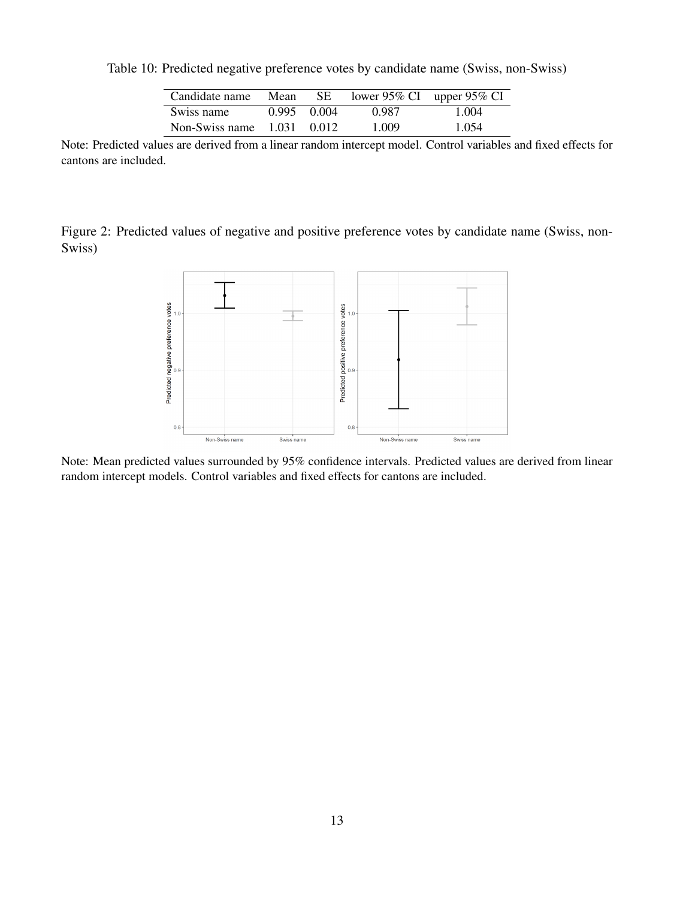Table 10: Predicted negative preference votes by candidate name (Swiss, non-Swiss)

| Candidate name | Mean | SE | lower 95% CI | upper 95% CI |
|---|---|---|---|---|
| Swiss name | 0.995 | 0.004 | 0.987 | 1.004 |
| Non-Swiss name | 1.031 | 0.012 | 1.009 | 1.054 |

Note: Predicted values are derived from a linear random intercept model. Control variables and fixed effects for cantons are included.

Figure 2: Predicted values of negative and positive preference votes by candidate name (Swiss, non-Swiss)

Note: Mean predicted values surrounded by 95% confidence intervals. Predicted values are derived from linear random intercept models. Control variables and fixed effects for cantons are included.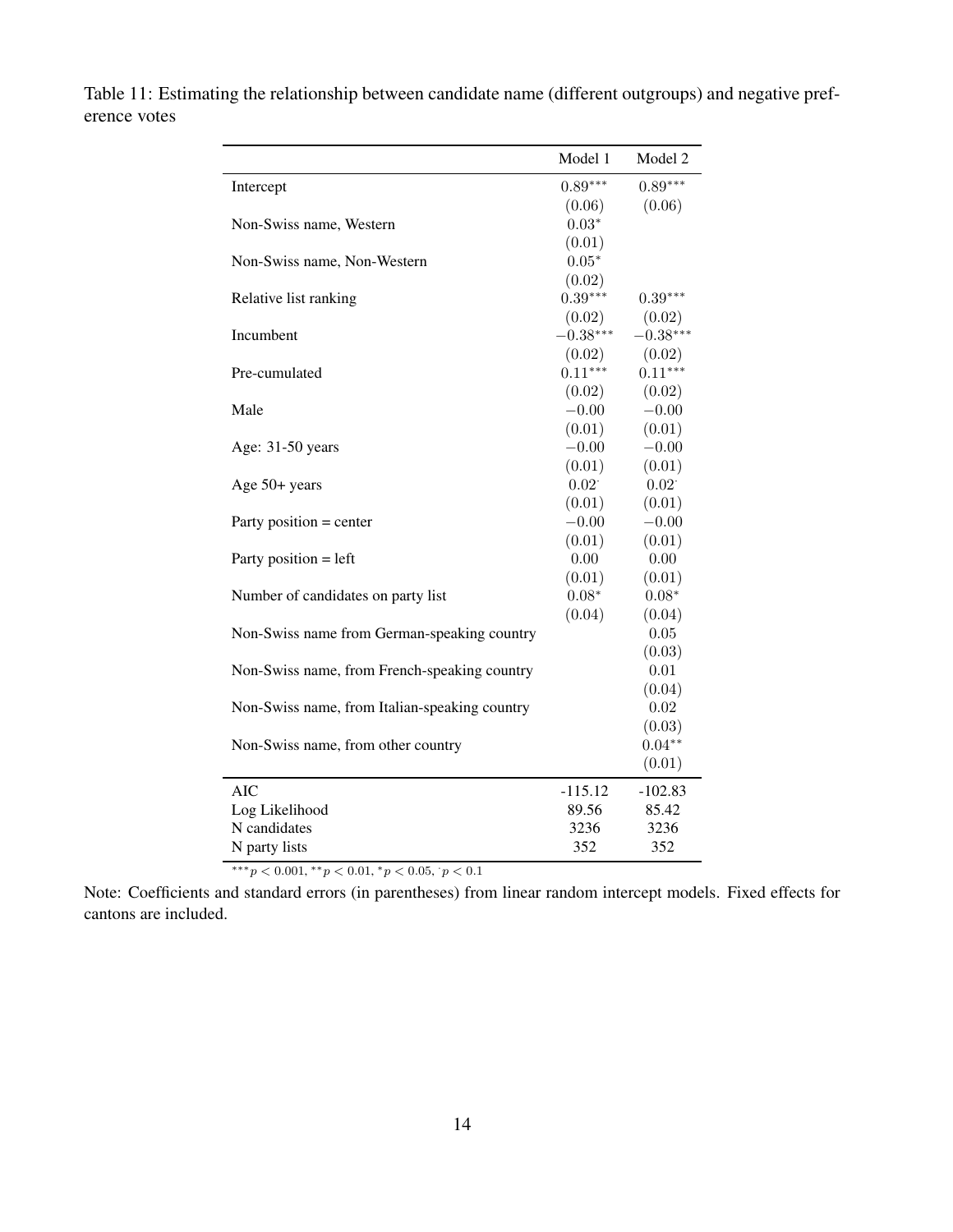Table 11: Estimating the relationship between candidate name (different outgroups) and negative preference votes

| | Model 1 | Model 2 |
|---|---|---|
| Intercept | $0.89^{***}$ | $0.89^{***}$ |
| | $(0.06)$ | $(0.06)$ |
| Non-Swiss name, Western | $0.03^{*}$ | |
| | $(0.01)$ | |
| Non-Swiss name, Non-Western | $0.05^{*}$ | |
| | $(0.02)$ | |
| Relative list ranking | $0.39^{***}$ | $0.39^{***}$ |
| | $(0.02)$ | $(0.02)$ |
| Incumbent | $-0.38^{***}$ | $-0.38^{***}$ |
| | $(0.02)$ | $(0.02)$ |
| Pre-cumulated | $0.11^{***}$ | $0.11^{***}$ |
| | $(0.02)$ | $(0.02)$ |
| Male | $-0.00$ | $-0.00$ |
| | $(0.01)$ | $(0.01)$ |
| Age: 31-50 years | $-0.00$ | $-0.00$ |
| | $(0.01)$ | $(0.01)$ |
| Age 50+ years | $0.02^{\cdot}$ | $0.02^{\cdot}$ |
| | $(0.01)$ | $(0.01)$ |
| Party position = center | $-0.00$ | $-0.00$ |
| | $(0.01)$ | $(0.01)$ |
| Party position = left | $0.00$ | $0.00$ |
| | $(0.01)$ | $(0.01)$ |
| Number of candidates on party list | $0.08^{*}$ | $0.08^{*}$ |
| | $(0.04)$ | $(0.04)$ |
| Non-Swiss name from German-speaking country | | $0.05$ |
| | | $(0.03)$ |
| Non-Swiss name, from French-speaking country | | $0.01$ |
| | | $(0.04)$ |
| Non-Swiss name, from Italian-speaking country | | $0.02$ |
| | | $(0.03)$ |
| Non-Swiss name, from other country | | $0.04^{**}$ |
| | | $(0.01)$ |
| AIC | -115.12 | -102.83 |
| Log Likelihood | 89.56 | 85.42 |
| N candidates | 3236 | 3236 |
| N party lists | 352 | 352 |

$^{***}p < 0.001$, $^{**}p < 0.01$, $^{*}p < 0.05$, $^{\cdot}p < 0.1$

Note: Coefficients and standard errors (in parentheses) from linear random intercept models. Fixed effects for cantons are included.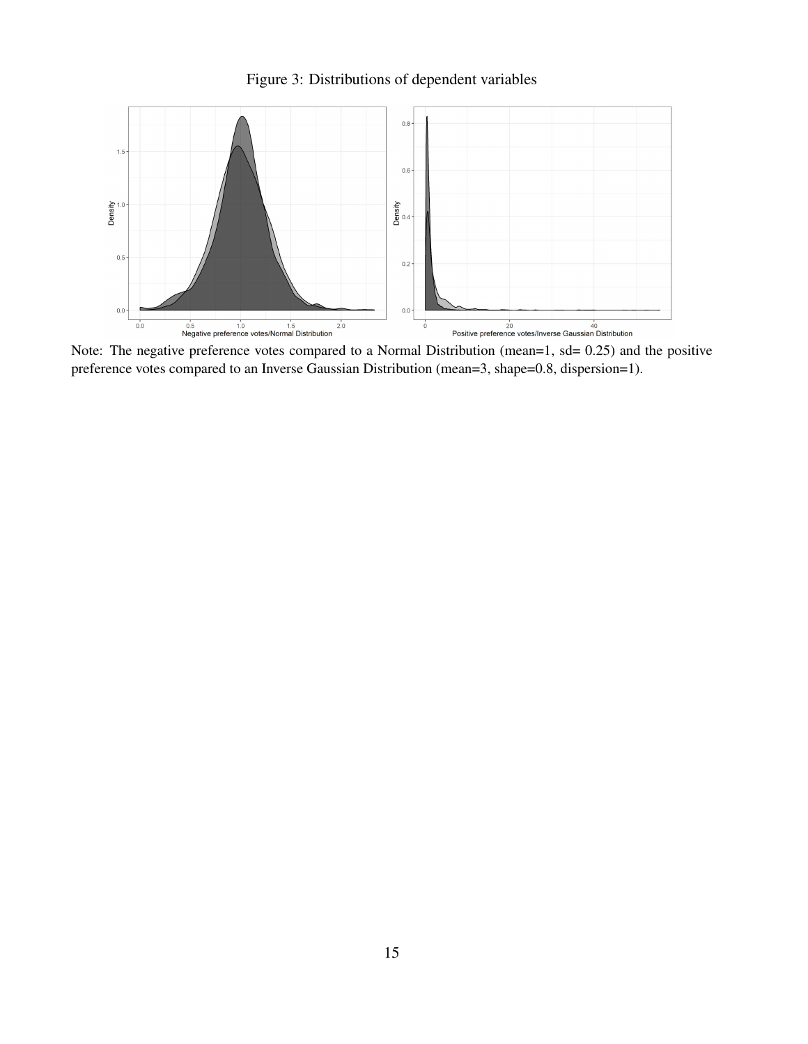Figure 3: Distributions of dependent variables

Note: The negative preference votes compared to a Normal Distribution (mean=1, sd= 0.25) and the positive preference votes compared to an Inverse Gaussian Distribution (mean=3, shape=0.8, dispersion=1).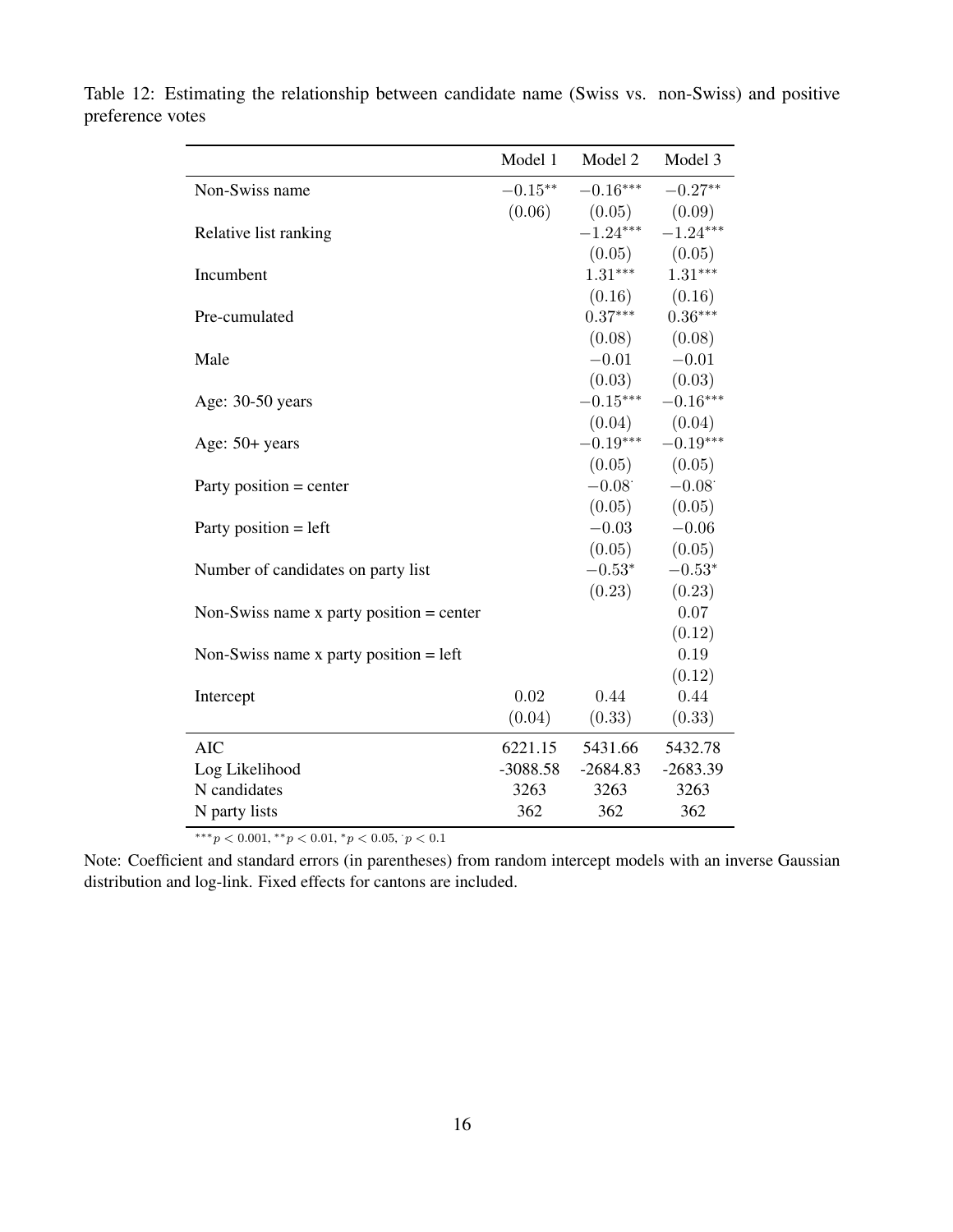Table 12: Estimating the relationship between candidate name (Swiss vs. non-Swiss) and positive preference votes

| | Model 1 | Model 2 | Model 3 |
|---|---|---|---|
| Non-Swiss name | $-0.15^{**}$ | $-0.16^{***}$ | $-0.27^{**}$ |
| | $(0.06)$ | $(0.05)$ | $(0.09)$ |
| Relative list ranking | | $-1.24^{***}$ | $-1.24^{***}$ |
| | | $(0.05)$ | $(0.05)$ |
| Incumbent | | $1.31^{***}$ | $1.31^{***}$ |
| | | $(0.16)$ | $(0.16)$ |
| Pre-cumulated | | $0.37^{***}$ | $0.36^{***}$ |
| | | $(0.08)$ | $(0.08)$ |
| Male | | $-0.01$ | $-0.01$ |
| | | $(0.03)$ | $(0.03)$ |
| Age: 30-50 years | | $-0.15^{***}$ | $-0.16^{***}$ |
| | | $(0.04)$ | $(0.04)$ |
| Age: 50+ years | | $-0.19^{***}$ | $-0.19^{***}$ |
| | | $(0.05)$ | $(0.05)$ |
| Party position = center | | $-0.08^{\cdot}$ | $-0.08^{\cdot}$ |
| | | $(0.05)$ | $(0.05)$ |
| Party position = left | | $-0.03$ | $-0.06$ |
| | | $(0.05)$ | $(0.05)$ |
| Number of candidates on party list | | $-0.53^{*}$ | $-0.53^{*}$ |
| | | $(0.23)$ | $(0.23)$ |
| Non-Swiss name x party position = center | | | $0.07$ |
| | | | $(0.12)$ |
| Non-Swiss name x party position = left | | | $0.19$ |
| | | | $(0.12)$ |
| Intercept | $0.02$ | $0.44$ | $0.44$ |
| | $(0.04)$ | $(0.33)$ | $(0.33)$ |
| AIC | 6221.15 | 5431.66 | 5432.78 |
| Log Likelihood | -3088.58 | -2684.83 | -2683.39 |
| N candidates | 3263 | 3263 | 3263 |
| N party lists | 362 | 362 | 362 |

$^{***}p < 0.001$, $^{**}p < 0.01$, $^{*}p < 0.05$, $^{\cdot}p < 0.1$

Note: Coefficient and standard errors (in parentheses) from random intercept models with an inverse Gaussian distribution and log-link. Fixed effects for cantons are included.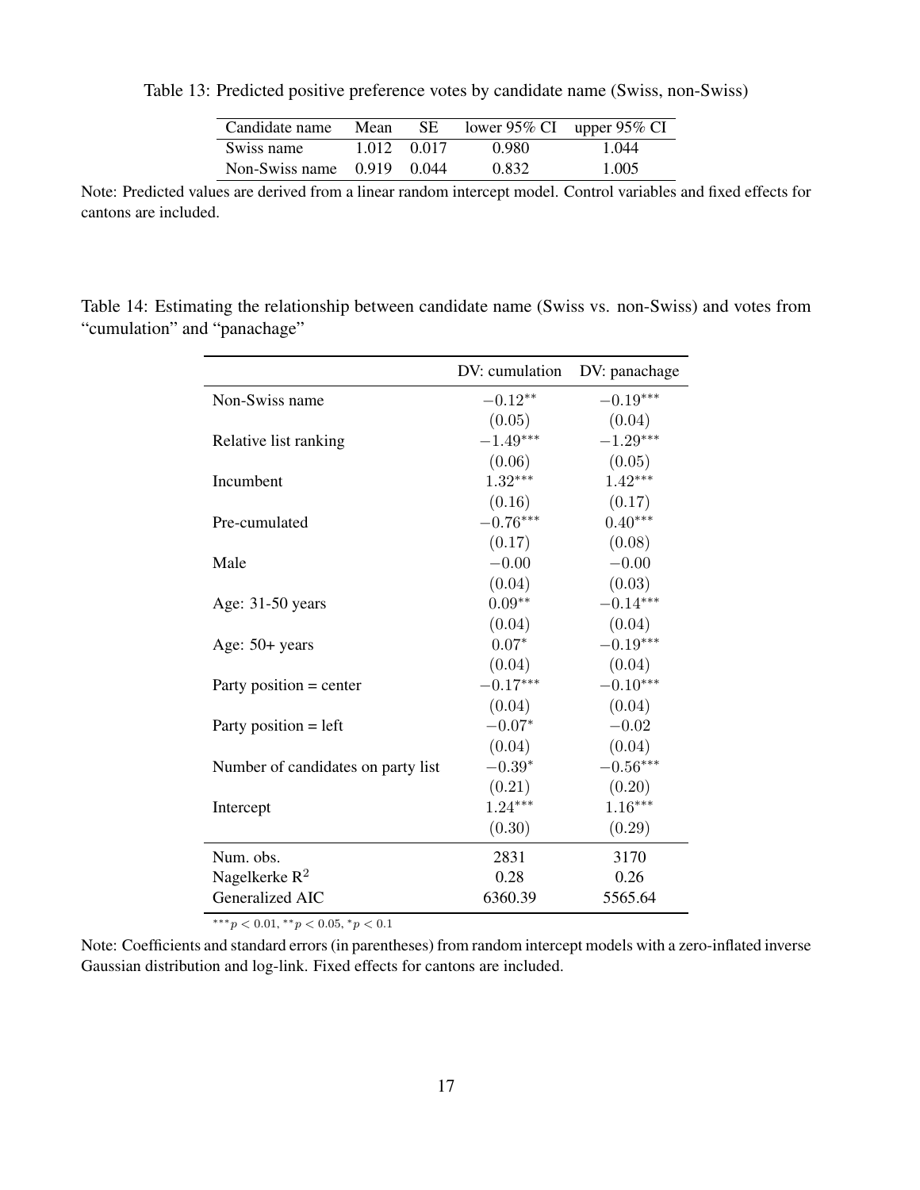Table 13: Predicted positive preference votes by candidate name (Swiss, non-Swiss)

| Candidate name | Mean | SE | lower 95% CI | upper 95% CI |
|---|---|---|---|---|
| Swiss name | 1.012 | 0.017 | 0.980 | 1.044 |
| Non-Swiss name | 0.919 | 0.044 | 0.832 | 1.005 |

Note: Predicted values are derived from a linear random intercept model. Control variables and fixed effects for cantons are included.

Table 14: Estimating the relationship between candidate name (Swiss vs. non-Swiss) and votes from "cumulation" and "panachage"

| | DV: cumulation | DV: panachage |
|---|---|---|
| Non-Swiss name | $-0.12^{**}$ | $-0.19^{***}$ |
| | $(0.05)$ | $(0.04)$ |
| Relative list ranking | $-1.49^{***}$ | $-1.29^{***}$ |
| | $(0.06)$ | $(0.05)$ |
| Incumbent | $1.32^{***}$ | $1.42^{***}$ |
| | $(0.16)$ | $(0.17)$ |
| Pre-cumulated | $-0.76^{***}$ | $0.40^{***}$ |
| | $(0.17)$ | $(0.08)$ |
| Male | $-0.00$ | $-0.00$ |
| | $(0.04)$ | $(0.03)$ |
| Age: 31-50 years | $0.09^{**}$ | $-0.14^{***}$ |
| | $(0.04)$ | $(0.04)$ |
| Age: 50+ years | $0.07^{*}$ | $-0.19^{***}$ |
| | $(0.04)$ | $(0.04)$ |
| Party position = center | $-0.17^{***}$ | $-0.10^{***}$ |
| | $(0.04)$ | $(0.04)$ |
| Party position = left | $-0.07^{*}$ | $-0.02$ |
| | $(0.04)$ | $(0.04)$ |
| Number of candidates on party list | $-0.39^{*}$ | $-0.56^{***}$ |
| | $(0.21)$ | $(0.20)$ |
| Intercept | $1.24^{***}$ | $1.16^{***}$ |
| | $(0.30)$ | $(0.29)$ |
| Num. obs. | 2831 | 3170 |
| Nagelkerke $R^2$ | 0.28 | 0.26 |
| Generalized AIC | 6360.39 | 5565.64 |

$^{***}p < 0.01$, $^{**}p < 0.05$, $^{*}p < 0.1$

Note: Coefficients and standard errors (in parentheses) from random intercept models with a zero-inflated inverse Gaussian distribution and log-link. Fixed effects for cantons are included.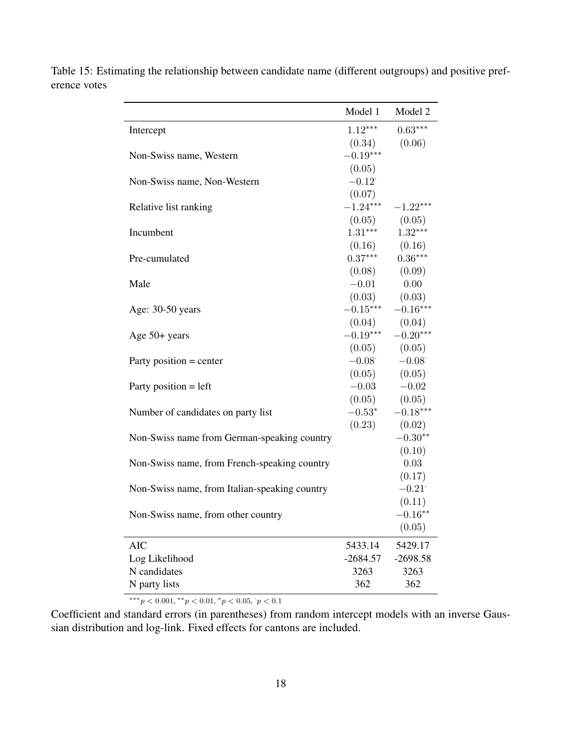Table 15: Estimating the relationship between candidate name (different outgroups) and positive preference votes

| | Model 1 | Model 2 |
|---|---|---|
| Intercept | $1.12^{***}$ | $0.63^{***}$ |
| | $(0.34)$ | $(0.06)$ |
| Non-Swiss name, Western | $-0.19^{***}$ | |
| | $(0.05)$ | |
| Non-Swiss name, Non-Western | $-0.12^{\cdot}$ | |
| | $(0.07)$ | |
| Relative list ranking | $-1.24^{***}$ | $-1.22^{***}$ |
| | $(0.05)$ | $(0.05)$ |
| Incumbent | $1.31^{***}$ | $1.32^{***}$ |
| | $(0.16)$ | $(0.16)$ |
| Pre-cumulated | $0.37^{***}$ | $0.36^{***}$ |
| | $(0.08)$ | $(0.09)$ |
| Male | $-0.01$ | $0.00$ |
| | $(0.03)$ | $(0.03)$ |
| Age: 30-50 years | $-0.15^{***}$ | $-0.16^{***}$ |
| | $(0.04)$ | $(0.04)$ |
| Age 50+ years | $-0.19^{***}$ | $-0.20^{***}$ |
| | $(0.05)$ | $(0.05)$ |
| Party position = center | $-0.08^{\cdot}$ | $-0.08^{\cdot}$ |
| | $(0.05)$ | $(0.05)$ |
| Party position = left | $-0.03$ | $-0.02$ |
| | $(0.05)$ | $(0.05)$ |
| Number of candidates on party list | $-0.53^{*}$ | $-0.18^{***}$ |
| | $(0.23)$ | $(0.02)$ |
| Non-Swiss name from German-speaking country | | $-0.30^{**}$ |
| | | $(0.10)$ |
| Non-Swiss name, from French-speaking country | | $0.03$ |
| | | $(0.17)$ |
| Non-Swiss name, from Italian-speaking country | | $-0.21^{\cdot}$ |
| | | $(0.11)$ |
| Non-Swiss name, from other country | | $-0.16^{**}$ |
| | | $(0.05)$ |
| AIC | 5433.14 | 5429.17 |
| Log Likelihood | -2684.57 | -2698.58 |
| N candidates | 3263 | 3263 |
| N party lists | 362 | 362 |

$^{***}p < 0.001$, $^{**}p < 0.01$, $^{*}p < 0.05$, $^{\cdot}p < 0.1$

Coefficient and standard errors (in parentheses) from random intercept models with an inverse Gaussian distribution and log-link. Fixed effects for cantons are included.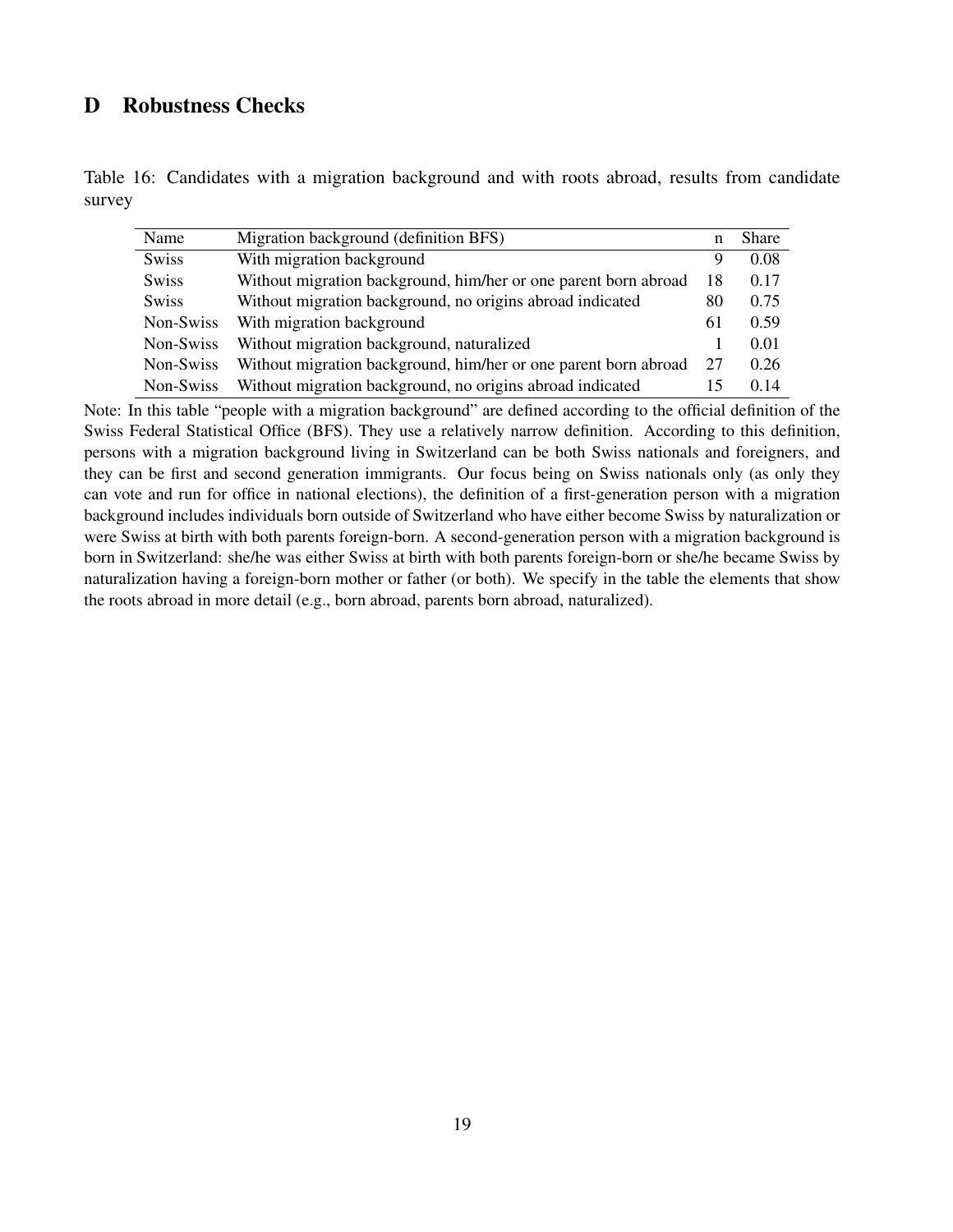# D Robustness Checks

Table 16: Candidates with a migration background and with roots abroad, results from candidate survey

| Name | Migration background (definition BFS) | n | Share |
|---|---|---|---|
| Swiss | With migration background | 9 | 0.08 |
| Swiss | Without migration background, him/her or one parent born abroad | 18 | 0.17 |
| Swiss | Without migration background, no origins abroad indicated | 80 | 0.75 |
| Non-Swiss | With migration background | 61 | 0.59 |
| Non-Swiss | Without migration background, naturalized | 1 | 0.01 |
| Non-Swiss | Without migration background, him/her or one parent born abroad | 27 | 0.26 |
| Non-Swiss | Without migration background, no origins abroad indicated | 15 | 0.14 |

Note: In this table "people with a migration background" are defined according to the official definition of the Swiss Federal Statistical Office (BFS). They use a relatively narrow definition. According to this definition, persons with a migration background living in Switzerland can be both Swiss nationals and foreigners, and they can be first and second generation immigrants. Our focus being on Swiss nationals only (as only they can vote and run for office in national elections), the definition of a first-generation person with a migration background includes individuals born outside of Switzerland who have either become Swiss by naturalization or were Swiss at birth with both parents foreign-born. A second-generation person with a migration background is born in Switzerland: she/he was either Swiss at birth with both parents foreign-born or she/he became Swiss by naturalization having a foreign-born mother or father (or both). We specify in the table the elements that show the roots abroad in more detail (e.g., born abroad, parents born abroad, naturalized).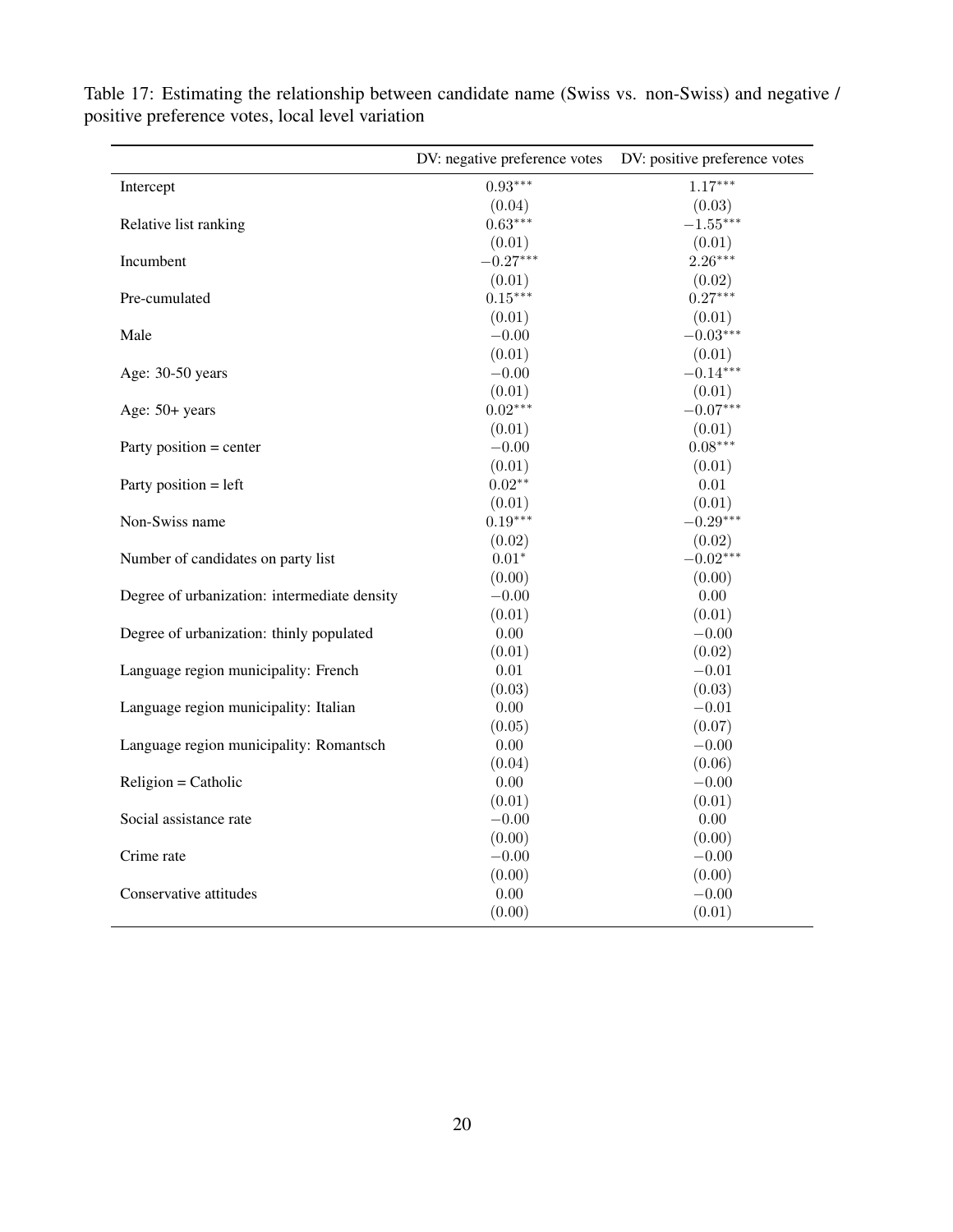Table 17: Estimating the relationship between candidate name (Swiss vs. non-Swiss) and negative / positive preference votes, local level variation

| | DV: negative preference votes | DV: positive preference votes |
|---|---|---|
| Intercept | $0.93^{***}$ | $1.17^{***}$ |
| | $(0.04)$ | $(0.03)$ |
| Relative list ranking | $0.63^{***}$ | $-1.55^{***}$ |
| | $(0.01)$ | $(0.01)$ |
| Incumbent | $-0.27^{***}$ | $2.26^{***}$ |
| | $(0.01)$ | $(0.02)$ |
| Pre-cumulated | $0.15^{***}$ | $0.27^{***}$ |
| | $(0.01)$ | $(0.01)$ |
| Male | $-0.00$ | $-0.03^{***}$ |
| | $(0.01)$ | $(0.01)$ |
| Age: 30-50 years | $-0.00$ | $-0.14^{***}$ |
| | $(0.01)$ | $(0.01)$ |
| Age: 50+ years | $0.02^{***}$ | $-0.07^{***}$ |
| | $(0.01)$ | $(0.01)$ |
| Party position = center | $-0.00$ | $0.08^{***}$ |
| | $(0.01)$ | $(0.01)$ |
| Party position = left | $0.02^{**}$ | $0.01$ |
| | $(0.01)$ | $(0.01)$ |
| Non-Swiss name | $0.19^{***}$ | $-0.29^{***}$ |
| | $(0.02)$ | $(0.02)$ |
| Number of candidates on party list | $0.01^{*}$ | $-0.02^{***}$ |
| | $(0.00)$ | $(0.00)$ |
| Degree of urbanization: intermediate density | $-0.00$ | $0.00$ |
| | $(0.01)$ | $(0.01)$ |
| Degree of urbanization: thinly populated | $0.00$ | $-0.00$ |
| | $(0.01)$ | $(0.02)$ |
| Language region municipality: French | $0.01$ | $-0.01$ |
| | $(0.03)$ | $(0.03)$ |
| Language region municipality: Italian | $0.00$ | $-0.01$ |
| | $(0.05)$ | $(0.07)$ |
| Language region municipality: Romantsch | $0.00$ | $-0.00$ |
| | $(0.04)$ | $(0.06)$ |
| Religion = Catholic | $0.00$ | $-0.00$ |
| | $(0.01)$ | $(0.01)$ |
| Social assistance rate | $-0.00$ | $0.00$ |
| | $(0.00)$ | $(0.00)$ |
| Crime rate | $-0.00$ | $-0.00$ |
| | $(0.00)$ | $(0.00)$ |
| Conservative attitudes | $0.00$ | $-0.00$ |
| | $(0.00)$ | $(0.01)$ |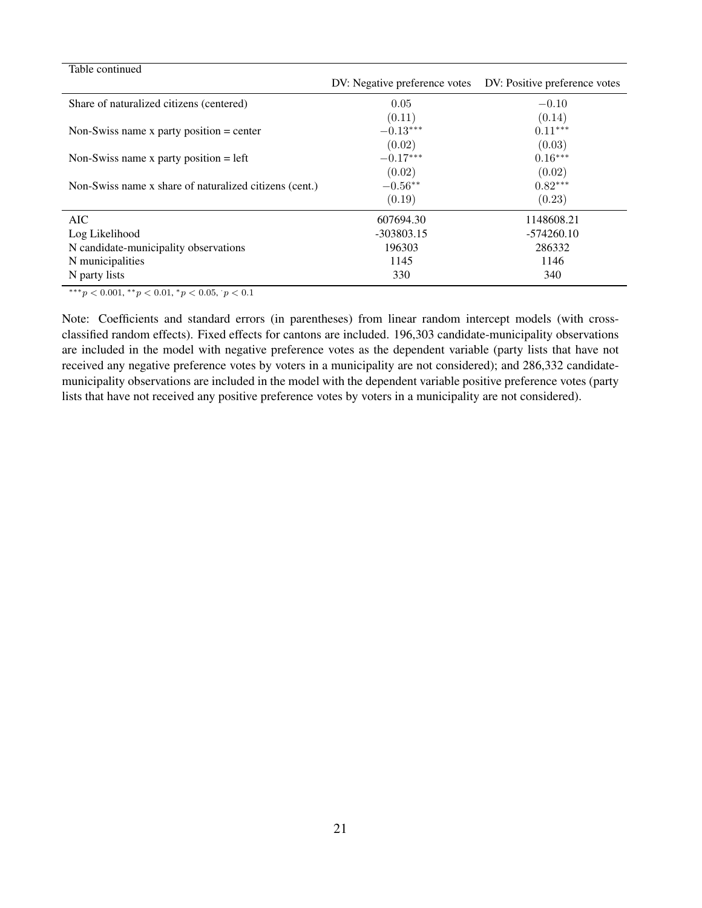Table continued

| | DV: Negative preference votes | DV: Positive preference votes |
|---|---|---|
| Share of naturalized citizens (centered) | $0.05$ | $-0.10$ |
| | $(0.11)$ | $(0.14)$ |
| Non-Swiss name x party position = center | $-0.13^{***}$ | $0.11^{***}$ |
| | $(0.02)$ | $(0.03)$ |
| Non-Swiss name x party position = left | $-0.17^{***}$ | $0.16^{***}$ |
| | $(0.02)$ | $(0.02)$ |
| Non-Swiss name x share of naturalized citizens (cent.) | $-0.56^{**}$ | $0.82^{***}$ |
| | $(0.19)$ | $(0.23)$ |
| AIC | 607694.30 | 1148608.21 |
| Log Likelihood | -303803.15 | -574260.10 |
| N candidate-municipality observations | 196303 | 286332 |
| N municipalities | 1145 | 1146 |
| N party lists | 330 | 340 |

$^{***}p < 0.001$, $^{**}p < 0.01$, $^{*}p < 0.05$, $^{\cdot}p < 0.1$

Note: Coefficients and standard errors (in parentheses) from linear random intercept models (with cross-classified random effects). Fixed effects for cantons are included. 196,303 candidate-municipality observations are included in the model with negative preference votes as the dependent variable (party lists that have not received any negative preference votes by voters in a municipality are not considered); and 286,332 candidate-municipality observations are included in the model with the dependent variable positive preference votes (party lists that have not received any positive preference votes by voters in a municipality are not considered).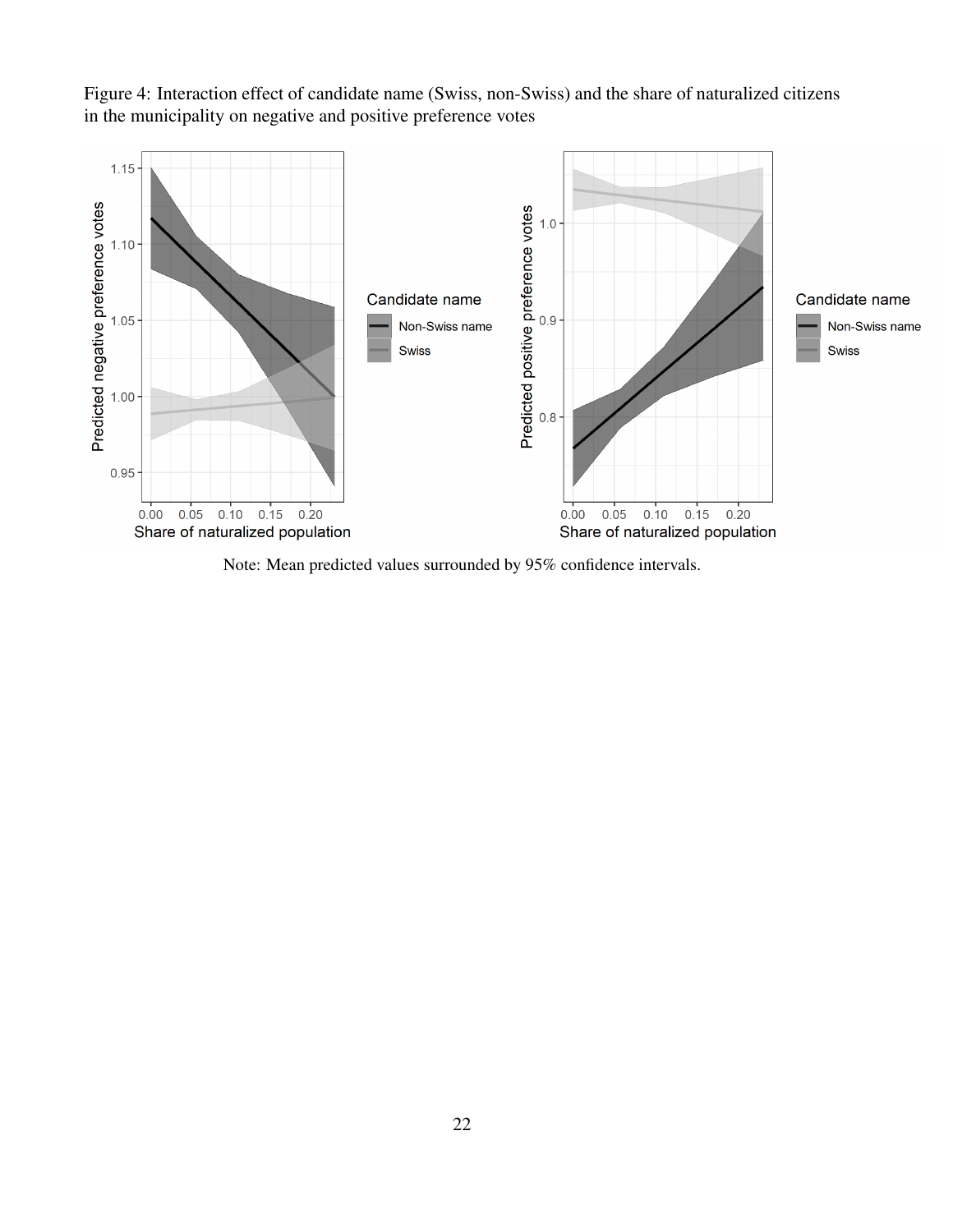Figure 4: Interaction effect of candidate name (Swiss, non-Swiss) and the share of naturalized citizens in the municipality on negative and positive preference votes

Note: Mean predicted values surrounded by 95% confidence intervals.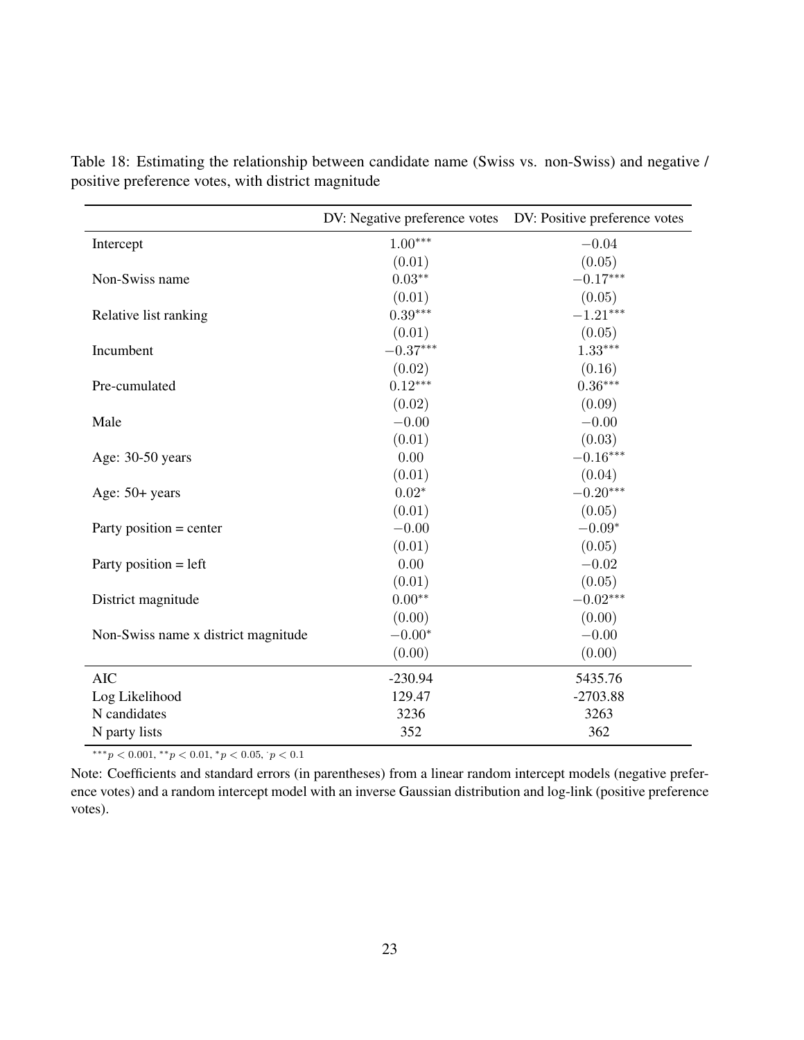Table 18: Estimating the relationship between candidate name (Swiss vs. non-Swiss) and negative / positive preference votes, with district magnitude

| | DV: Negative preference votes | DV: Positive preference votes |
|---|---|---|
| Intercept | $1.00^{***}$ | $-0.04$ |
| | $(0.01)$ | $(0.05)$ |
| Non-Swiss name | $0.03^{**}$ | $-0.17^{***}$ |
| | $(0.01)$ | $(0.05)$ |
| Relative list ranking | $0.39^{***}$ | $-1.21^{***}$ |
| | $(0.01)$ | $(0.05)$ |
| Incumbent | $-0.37^{***}$ | $1.33^{***}$ |
| | $(0.02)$ | $(0.16)$ |
| Pre-cumulated | $0.12^{***}$ | $0.36^{***}$ |
| | $(0.02)$ | $(0.09)$ |
| Male | $-0.00$ | $-0.00$ |
| | $(0.01)$ | $(0.03)$ |
| Age: 30-50 years | $0.00$ | $-0.16^{***}$ |
| | $(0.01)$ | $(0.04)$ |
| Age: 50+ years | $0.02^{*}$ | $-0.20^{***}$ |
| | $(0.01)$ | $(0.05)$ |
| Party position = center | $-0.00$ | $-0.09^{*}$ |
| | $(0.01)$ | $(0.05)$ |
| Party position = left | $0.00$ | $-0.02$ |
| | $(0.01)$ | $(0.05)$ |
| District magnitude | $0.00^{**}$ | $-0.02^{***}$ |
| | $(0.00)$ | $(0.00)$ |
| Non-Swiss name x district magnitude | $-0.00^{*}$ | $-0.00$ |
| | $(0.00)$ | $(0.00)$ |
| AIC | -230.94 | 5435.76 |
| Log Likelihood | 129.47 | -2703.88 |
| N candidates | 3236 | 3263 |
| N party lists | 352 | 362 |

$^{***}p < 0.001$, $^{**}p < 0.01$, $^{*}p < 0.05$, $^{\cdot}p < 0.1$

Note: Coefficients and standard errors (in parentheses) from a linear random intercept models (negative preference votes) and a random intercept model with an inverse Gaussian distribution and log-link (positive preference votes).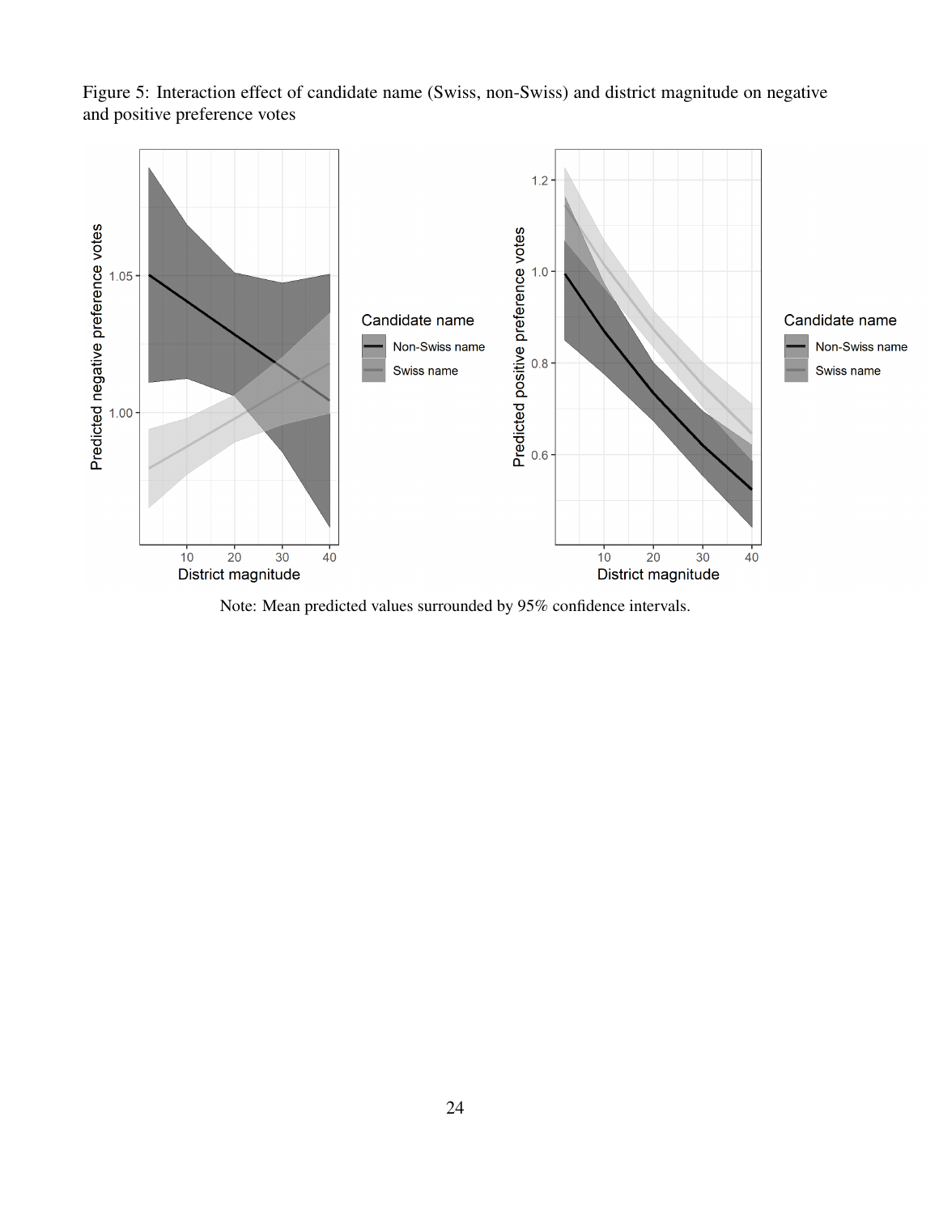Figure 5: Interaction effect of candidate name (Swiss, non-Swiss) and district magnitude on negative and positive preference votes

Note: Mean predicted values surrounded by 95% confidence intervals.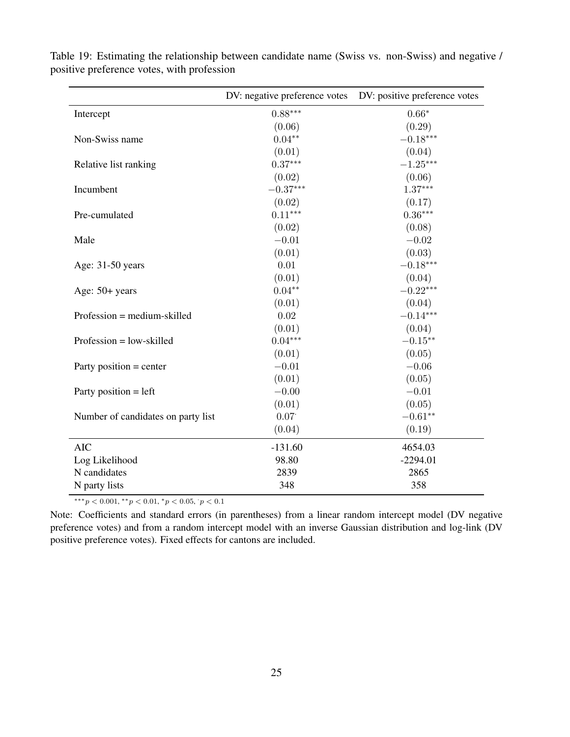Table 19: Estimating the relationship between candidate name (Swiss vs. non-Swiss) and negative / positive preference votes, with profession

| | DV: negative preference votes | DV: positive preference votes |
|---|---|---|
| Intercept | $0.88^{***}$ | $0.66^{*}$ |
| | $(0.06)$ | $(0.29)$ |
| Non-Swiss name | $0.04^{**}$ | $-0.18^{***}$ |
| | $(0.01)$ | $(0.04)$ |
| Relative list ranking | $0.37^{***}$ | $-1.25^{***}$ |
| | $(0.02)$ | $(0.06)$ |
| Incumbent | $-0.37^{***}$ | $1.37^{***}$ |
| | $(0.02)$ | $(0.17)$ |
| Pre-cumulated | $0.11^{***}$ | $0.36^{***}$ |
| | $(0.02)$ | $(0.08)$ |
| Male | $-0.01$ | $-0.02$ |
| | $(0.01)$ | $(0.03)$ |
| Age: 31-50 years | $0.01$ | $-0.18^{***}$ |
| | $(0.01)$ | $(0.04)$ |
| Age: 50+ years | $0.04^{**}$ | $-0.22^{***}$ |
| | $(0.01)$ | $(0.04)$ |
| Profession = medium-skilled | $0.02$ | $-0.14^{***}$ |
| | $(0.01)$ | $(0.04)$ |
| Profession = low-skilled | $0.04^{***}$ | $-0.15^{**}$ |
| | $(0.01)$ | $(0.05)$ |
| Party position = center | $-0.01$ | $-0.06$ |
| | $(0.01)$ | $(0.05)$ |
| Party position = left | $-0.00$ | $-0.01$ |
| | $(0.01)$ | $(0.05)$ |
| Number of candidates on party list | $0.07^{\cdot}$ | $-0.61^{**}$ |
| | $(0.04)$ | $(0.19)$ |
| AIC | -131.60 | 4654.03 |
| Log Likelihood | 98.80 | -2294.01 |
| N candidates | 2839 | 2865 |
| N party lists | 348 | 358 |

$^{***}p < 0.001$, $^{**}p < 0.01$, $^{*}p < 0.05$, $^{\cdot}p < 0.1$

Note: Coefficients and standard errors (in parentheses) from a linear random intercept model (DV negative preference votes) and from a random intercept model with an inverse Gaussian distribution and log-link (DV positive preference votes). Fixed effects for cantons are included.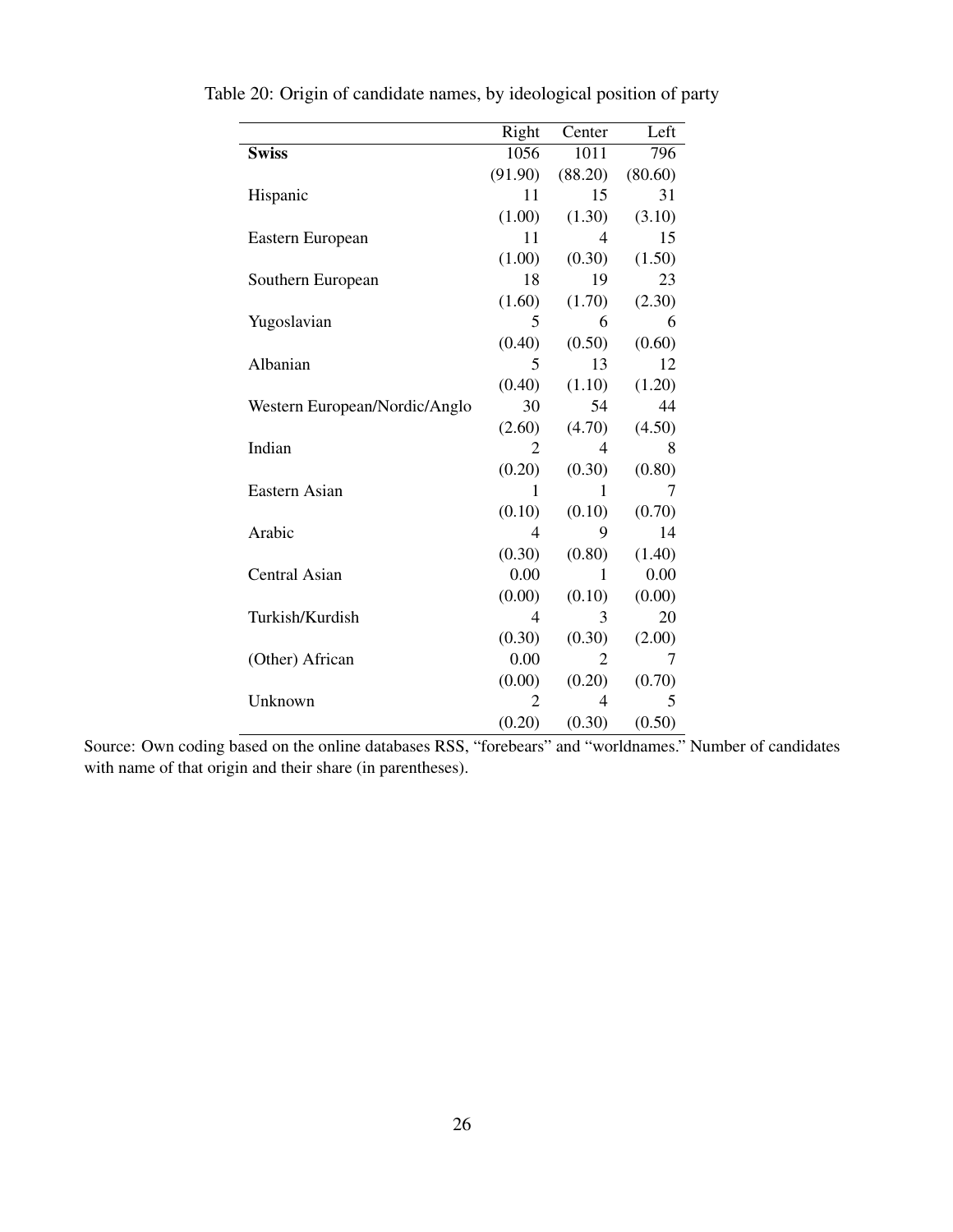Table 20: Origin of candidate names, by ideological position of party

| | Right | Center | Left |
|---|---|---|---|
| **Swiss** | 1056 | 1011 | 796 |
| | (91.90) | (88.20) | (80.60) |
| Hispanic | 11 | 15 | 31 |
| | (1.00) | (1.30) | (3.10) |
| Eastern European | 11 | 4 | 15 |
| | (1.00) | (0.30) | (1.50) |
| Southern European | 18 | 19 | 23 |
| | (1.60) | (1.70) | (2.30) |
| Yugoslavian | 5 | 6 | 6 |
| | (0.40) | (0.50) | (0.60) |
| Albanian | 5 | 13 | 12 |
| | (0.40) | (1.10) | (1.20) |
| Western European/Nordic/Anglo | 30 | 54 | 44 |
| | (2.60) | (4.70) | (4.50) |
| Indian | 2 | 4 | 8 |
| | (0.20) | (0.30) | (0.80) |
| Eastern Asian | 1 | 1 | 7 |
| | (0.10) | (0.10) | (0.70) |
| Arabic | 4 | 9 | 14 |
| | (0.30) | (0.80) | (1.40) |
| Central Asian | 0.00 | 1 | 0.00 |
| | (0.00) | (0.10) | (0.00) |
| Turkish/Kurdish | 4 | 3 | 20 |
| | (0.30) | (0.30) | (2.00) |
| (Other) African | 0.00 | 2 | 7 |
| | (0.00) | (0.20) | (0.70) |
| Unknown | 2 | 4 | 5 |
| | (0.20) | (0.30) | (0.50) |

Source: Own coding based on the online databases RSS, "forebears" and "worldnames." Number of candidates with name of that origin and their share (in parentheses).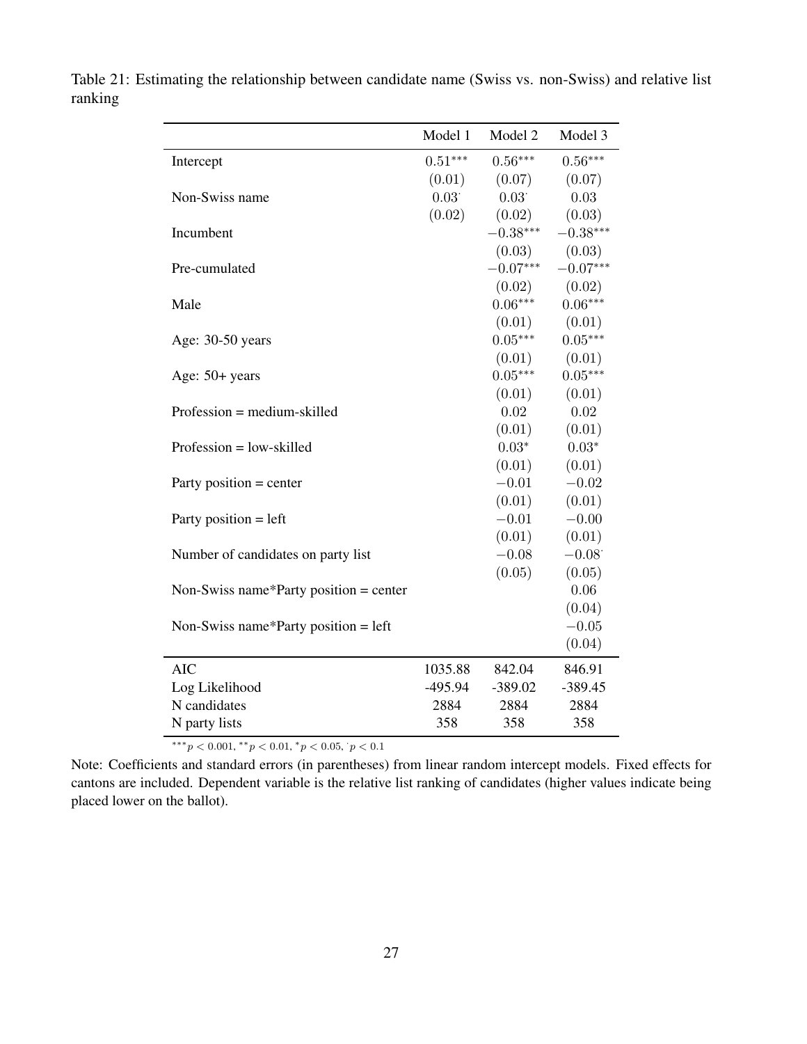Table 21: Estimating the relationship between candidate name (Swiss vs. non-Swiss) and relative list ranking

| | Model 1 | Model 2 | Model 3 |
|---|---|---|---|
| Intercept | $0.51^{***}$ | $0.56^{***}$ | $0.56^{***}$ |
| | $(0.01)$ | $(0.07)$ | $(0.07)$ |
| Non-Swiss name | $0.03^{\cdot}$ | $0.03^{\cdot}$ | $0.03$ |
| | $(0.02)$ | $(0.02)$ | $(0.03)$ |
| Incumbent | | $-0.38^{***}$ | $-0.38^{***}$ |
| | | $(0.03)$ | $(0.03)$ |
| Pre-cumulated | | $-0.07^{***}$ | $-0.07^{***}$ |
| | | $(0.02)$ | $(0.02)$ |
| Male | | $0.06^{***}$ | $0.06^{***}$ |
| | | $(0.01)$ | $(0.01)$ |
| Age: 30-50 years | | $0.05^{***}$ | $0.05^{***}$ |
| | | $(0.01)$ | $(0.01)$ |
| Age: 50+ years | | $0.05^{***}$ | $0.05^{***}$ |
| | | $(0.01)$ | $(0.01)$ |
| Profession = medium-skilled | | $0.02$ | $0.02$ |
| | | $(0.01)$ | $(0.01)$ |
| Profession = low-skilled | | $0.03^{*}$ | $0.03^{*}$ |
| | | $(0.01)$ | $(0.01)$ |
| Party position = center | | $-0.01$ | $-0.02$ |
| | | $(0.01)$ | $(0.01)$ |
| Party position = left | | $-0.01$ | $-0.00$ |
| | | $(0.01)$ | $(0.01)$ |
| Number of candidates on party list | | $-0.08$ | $-0.08^{\cdot}$ |
| | | $(0.05)$ | $(0.05)$ |
| Non-Swiss name*Party position = center | | | $0.06$ |
| | | | $(0.04)$ |
| Non-Swiss name*Party position = left | | | $-0.05$ |
| | | | $(0.04)$ |
| AIC | 1035.88 | 842.04 | 846.91 |
| Log Likelihood | -495.94 | -389.02 | -389.45 |
| N candidates | 2884 | 2884 | 2884 |
| N party lists | 358 | 358 | 358 |

$^{***}p < 0.001$, $^{**}p < 0.01$, $^{*}p < 0.05$, $^{\cdot}p < 0.1$

Note: Coefficients and standard errors (in parentheses) from linear random intercept models. Fixed effects for cantons are included. Dependent variable is the relative list ranking of candidates (higher values indicate being placed lower on the ballot).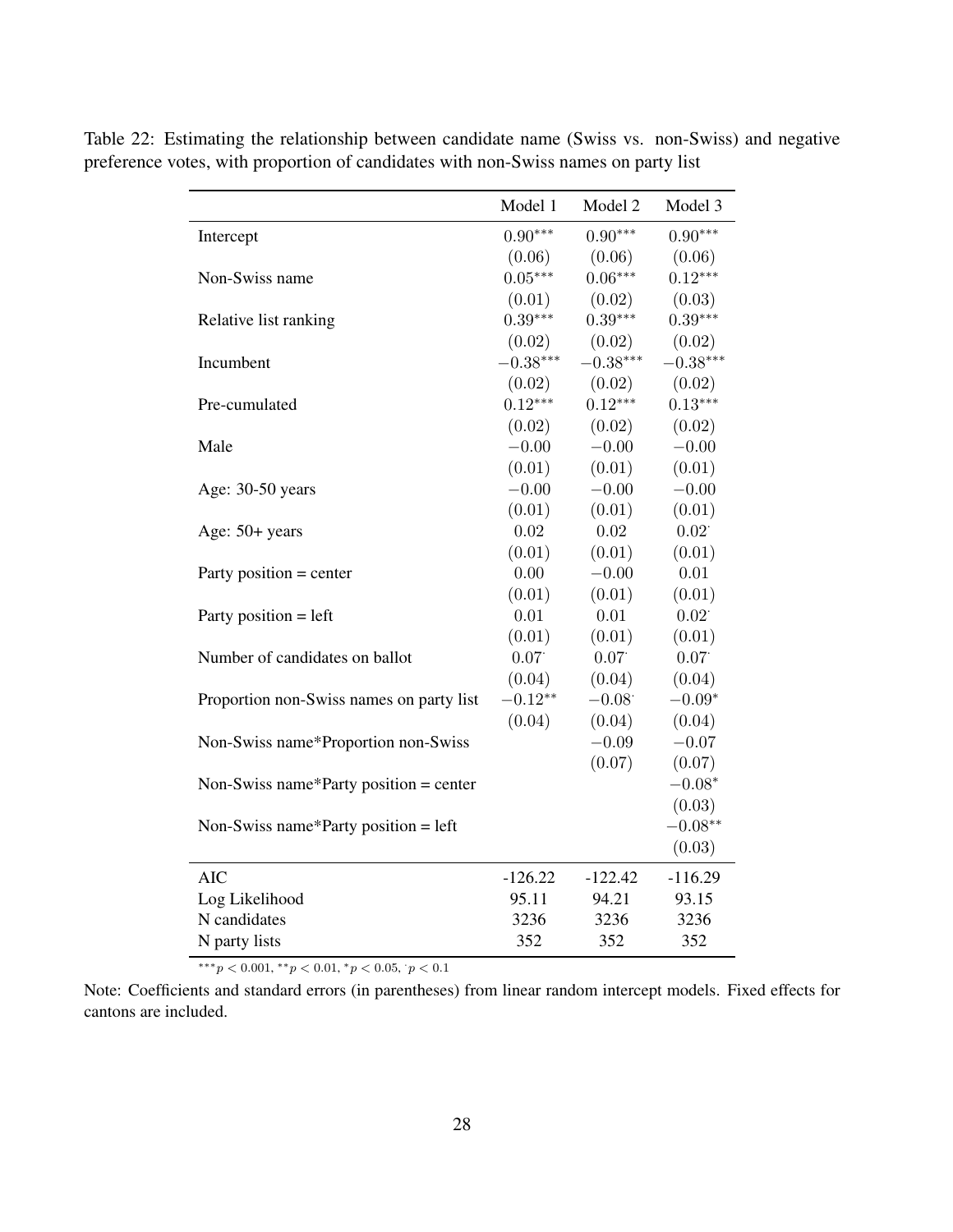Table 22: Estimating the relationship between candidate name (Swiss vs. non-Swiss) and negative preference votes, with proportion of candidates with non-Swiss names on party list

| | Model 1 | Model 2 | Model 3 |
|---|---|---|---|
| Intercept | $0.90^{***}$ | $0.90^{***}$ | $0.90^{***}$ |
| | $(0.06)$ | $(0.06)$ | $(0.06)$ |
| Non-Swiss name | $0.05^{***}$ | $0.06^{***}$ | $0.12^{***}$ |
| | $(0.01)$ | $(0.02)$ | $(0.03)$ |
| Relative list ranking | $0.39^{***}$ | $0.39^{***}$ | $0.39^{***}$ |
| | $(0.02)$ | $(0.02)$ | $(0.02)$ |
| Incumbent | $-0.38^{***}$ | $-0.38^{***}$ | $-0.38^{***}$ |
| | $(0.02)$ | $(0.02)$ | $(0.02)$ |
| Pre-cumulated | $0.12^{***}$ | $0.12^{***}$ | $0.13^{***}$ |
| | $(0.02)$ | $(0.02)$ | $(0.02)$ |
| Male | $-0.00$ | $-0.00$ | $-0.00$ |
| | $(0.01)$ | $(0.01)$ | $(0.01)$ |
| Age: 30-50 years | $-0.00$ | $-0.00$ | $-0.00$ |
| | $(0.01)$ | $(0.01)$ | $(0.01)$ |
| Age: 50+ years | $0.02$ | $0.02$ | $0.02^{\cdot}$ |
| | $(0.01)$ | $(0.01)$ | $(0.01)$ |
| Party position = center | $0.00$ | $-0.00$ | $0.01$ |
| | $(0.01)$ | $(0.01)$ | $(0.01)$ |
| Party position = left | $0.01$ | $0.01$ | $0.02^{\cdot}$ |
| | $(0.01)$ | $(0.01)$ | $(0.01)$ |
| Number of candidates on ballot | $0.07^{\cdot}$ | $0.07^{\cdot}$ | $0.07^{\cdot}$ |
| | $(0.04)$ | $(0.04)$ | $(0.04)$ |
| Proportion non-Swiss names on party list | $-0.12^{**}$ | $-0.08^{\cdot}$ | $-0.09^{*}$ |
| | $(0.04)$ | $(0.04)$ | $(0.04)$ |
| Non-Swiss name*Proportion non-Swiss | | $-0.09$ | $-0.07$ |
| | | $(0.07)$ | $(0.07)$ |
| Non-Swiss name*Party position = center | | | $-0.08^{*}$ |
| | | | $(0.03)$ |
| Non-Swiss name*Party position = left | | | $-0.08^{**}$ |
| | | | $(0.03)$ |
| AIC | -126.22 | -122.42 | -116.29 |
| Log Likelihood | 95.11 | 94.21 | 93.15 |
| N candidates | 3236 | 3236 | 3236 |
| N party lists | 352 | 352 | 352 |

$^{***}p < 0.001$, $^{**}p < 0.01$, $^{*}p < 0.05$, $^{\cdot}p < 0.1$

Note: Coefficients and standard errors (in parentheses) from linear random intercept models. Fixed effects for cantons are included.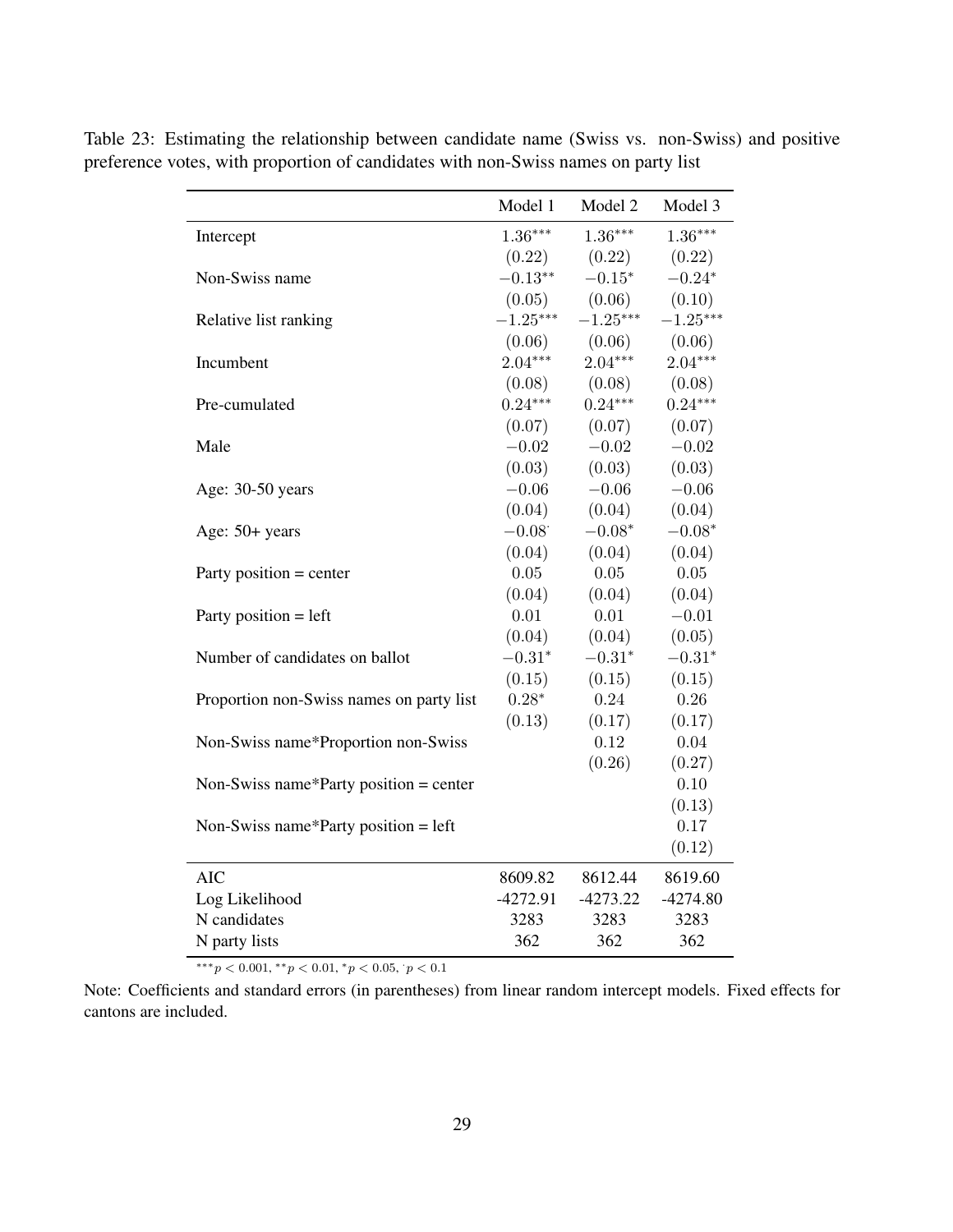Table 23: Estimating the relationship between candidate name (Swiss vs. non-Swiss) and positive preference votes, with proportion of candidates with non-Swiss names on party list

| | Model 1 | Model 2 | Model 3 |
|---|---|---|---|
| Intercept | $1.36^{***}$ | $1.36^{***}$ | $1.36^{***}$ |
| | $(0.22)$ | $(0.22)$ | $(0.22)$ |
| Non-Swiss name | $-0.13^{**}$ | $-0.15^{*}$ | $-0.24^{*}$ |
| | $(0.05)$ | $(0.06)$ | $(0.10)$ |
| Relative list ranking | $-1.25^{***}$ | $-1.25^{***}$ | $-1.25^{***}$ |
| | $(0.06)$ | $(0.06)$ | $(0.06)$ |
| Incumbent | $2.04^{***}$ | $2.04^{***}$ | $2.04^{***}$ |
| | $(0.08)$ | $(0.08)$ | $(0.08)$ |
| Pre-cumulated | $0.24^{***}$ | $0.24^{***}$ | $0.24^{***}$ |
| | $(0.07)$ | $(0.07)$ | $(0.07)$ |
| Male | $-0.02$ | $-0.02$ | $-0.02$ |
| | $(0.03)$ | $(0.03)$ | $(0.03)$ |
| Age: 30-50 years | $-0.06$ | $-0.06$ | $-0.06$ |
| | $(0.04)$ | $(0.04)$ | $(0.04)$ |
| Age: 50+ years | $-0.08^{\cdot}$ | $-0.08^{*}$ | $-0.08^{*}$ |
| | $(0.04)$ | $(0.04)$ | $(0.04)$ |
| Party position = center | $0.05$ | $0.05$ | $0.05$ |
| | $(0.04)$ | $(0.04)$ | $(0.04)$ |
| Party position = left | $0.01$ | $0.01$ | $-0.01$ |
| | $(0.04)$ | $(0.04)$ | $(0.05)$ |
| Number of candidates on ballot | $-0.31^{*}$ | $-0.31^{*}$ | $-0.31^{*}$ |
| | $(0.15)$ | $(0.15)$ | $(0.15)$ |
| Proportion non-Swiss names on party list | $0.28^{*}$ | $0.24$ | $0.26$ |
| | $(0.13)$ | $(0.17)$ | $(0.17)$ |
| Non-Swiss name*Proportion non-Swiss | | $0.12$ | $0.04$ |
| | | $(0.26)$ | $(0.27)$ |
| Non-Swiss name*Party position = center | | | $0.10$ |
| | | | $(0.13)$ |
| Non-Swiss name*Party position = left | | | $0.17$ |
| | | | $(0.12)$ |
| AIC | 8609.82 | 8612.44 | 8619.60 |
| Log Likelihood | -4272.91 | -4273.22 | -4274.80 |
| N candidates | 3283 | 3283 | 3283 |
| N party lists | 362 | 362 | 362 |

$^{***}p < 0.001$, $^{**}p < 0.01$, $^{*}p < 0.05$, $^{\cdot}p < 0.1$

Note: Coefficients and standard errors (in parentheses) from linear random intercept models. Fixed effects for cantons are included.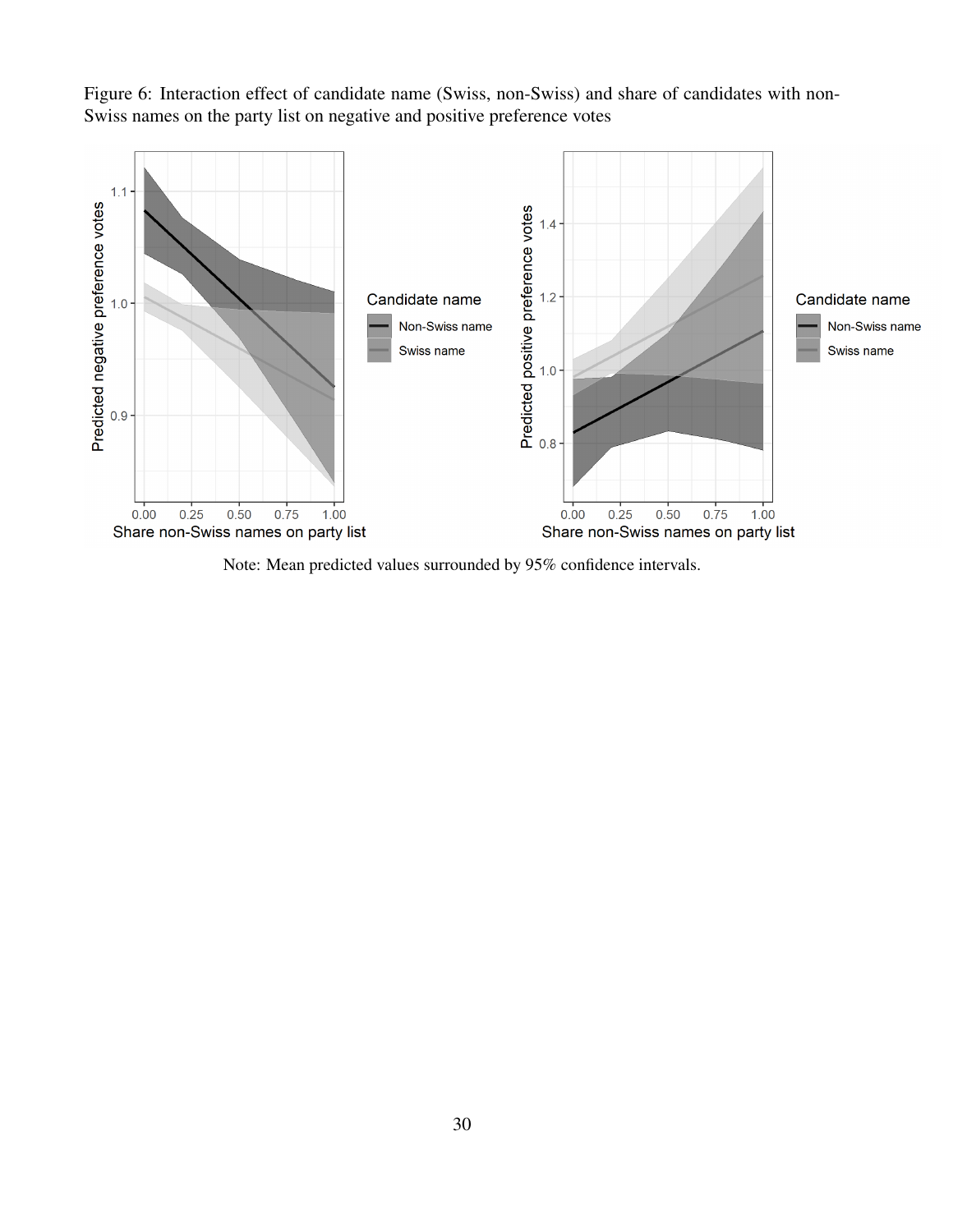Figure 6: Interaction effect of candidate name (Swiss, non-Swiss) and share of candidates with non-Swiss names on the party list on negative and positive preference votes

Note: Mean predicted values surrounded by 95% confidence intervals.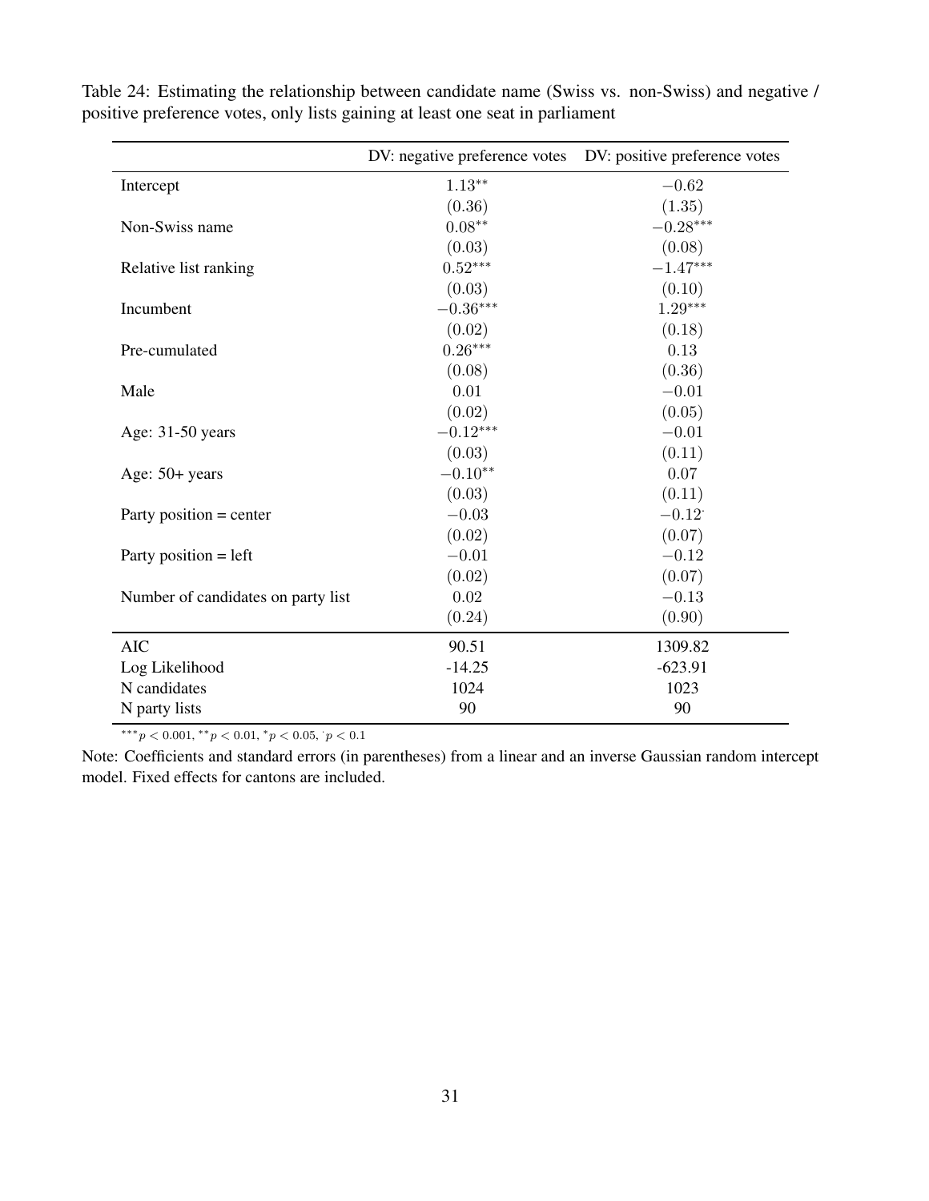Table 24: Estimating the relationship between candidate name (Swiss vs. non-Swiss) and negative / positive preference votes, only lists gaining at least one seat in parliament

| | DV: negative preference votes | DV: positive preference votes |
|---|---|---|
| Intercept | $1.13^{**}$ | $-0.62$ |
| | $(0.36)$ | $(1.35)$ |
| Non-Swiss name | $0.08^{**}$ | $-0.28^{***}$ |
| | $(0.03)$ | $(0.08)$ |
| Relative list ranking | $0.52^{***}$ | $-1.47^{***}$ |
| | $(0.03)$ | $(0.10)$ |
| Incumbent | $-0.36^{***}$ | $1.29^{***}$ |
| | $(0.02)$ | $(0.18)$ |
| Pre-cumulated | $0.26^{***}$ | $0.13$ |
| | $(0.08)$ | $(0.36)$ |
| Male | $0.01$ | $-0.01$ |
| | $(0.02)$ | $(0.05)$ |
| Age: 31-50 years | $-0.12^{***}$ | $-0.01$ |
| | $(0.03)$ | $(0.11)$ |
| Age: 50+ years | $-0.10^{**}$ | $0.07$ |
| | $(0.03)$ | $(0.11)$ |
| Party position = center | $-0.03$ | $-0.12^{\cdot}$ |
| | $(0.02)$ | $(0.07)$ |
| Party position = left | $-0.01$ | $-0.12$ |
| | $(0.02)$ | $(0.07)$ |
| Number of candidates on party list | $0.02$ | $-0.13$ |
| | $(0.24)$ | $(0.90)$ |
| AIC | 90.51 | 1309.82 |
| Log Likelihood | -14.25 | -623.91 |
| N candidates | 1024 | 1023 |
| N party lists | 90 | 90 |

$^{***}p < 0.001$, $^{**}p < 0.01$, $^{*}p < 0.05$, $^{\cdot}p < 0.1$

Note: Coefficients and standard errors (in parentheses) from a linear and an inverse Gaussian random intercept model. Fixed effects for cantons are included.